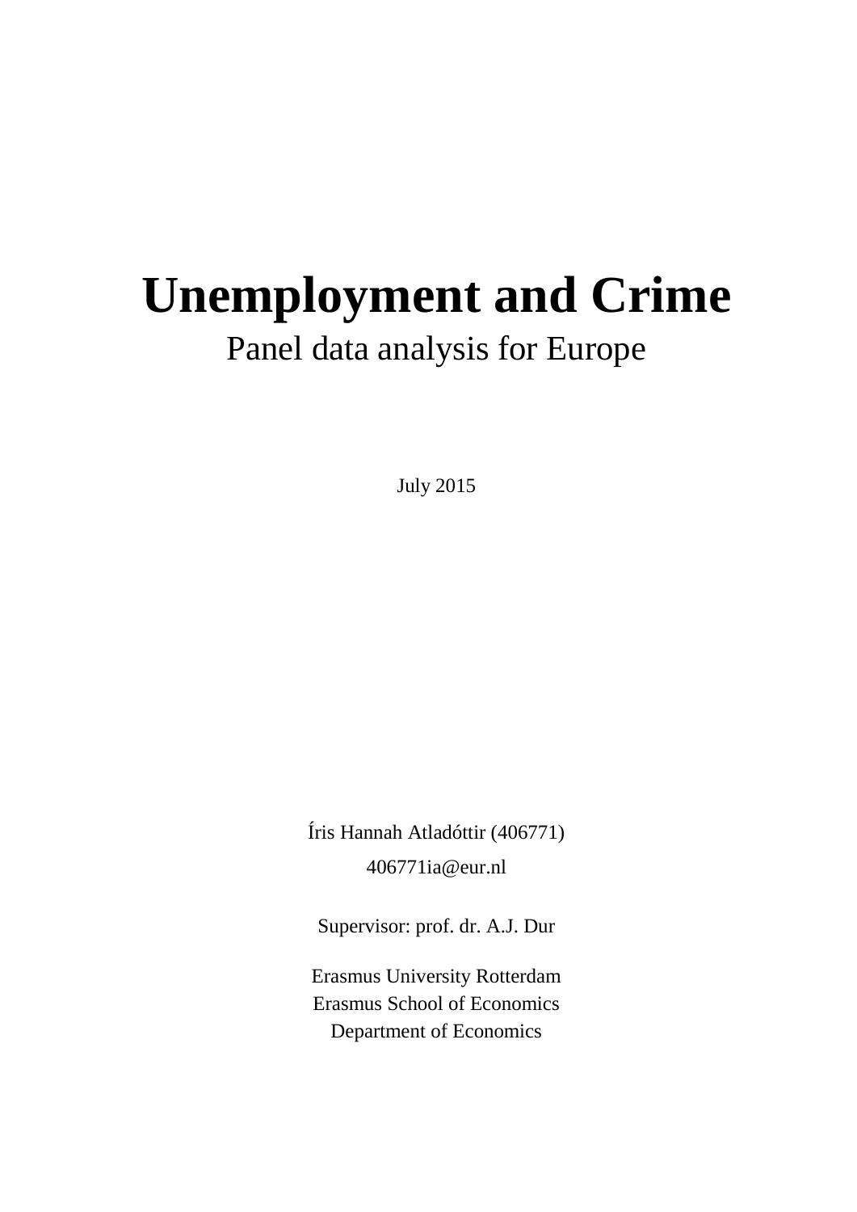# Unemployment and Crime

Panel data analysis for Europe

July 2015

Íris Hannah Atladóttir (406771)

406771ia@eur.nl

Supervisor: prof. dr. A.J. Dur

Erasmus University Rotterdam
Erasmus School of Economics
Department of Economics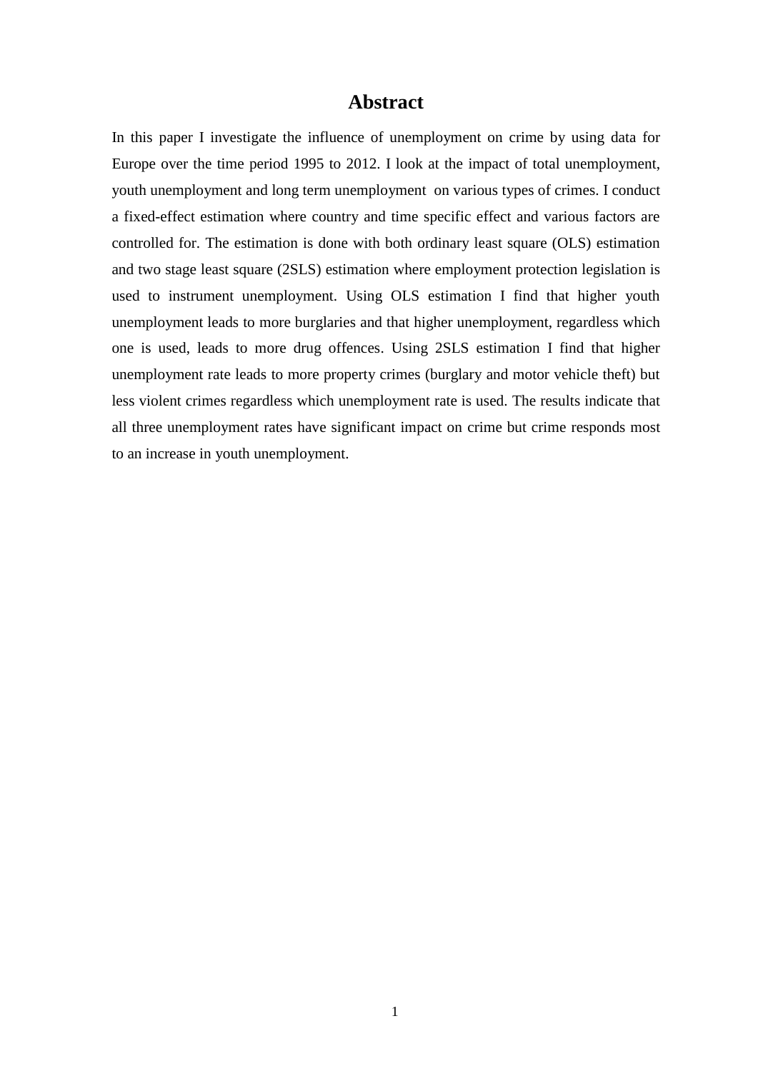# Abstract

In this paper I investigate the influence of unemployment on crime by using data for Europe over the time period 1995 to 2012. I look at the impact of total unemployment, youth unemployment and long term unemployment on various types of crimes. I conduct a fixed-effect estimation where country and time specific effect and various factors are controlled for. The estimation is done with both ordinary least square (OLS) estimation and two stage least square (2SLS) estimation where employment protection legislation is used to instrument unemployment. Using OLS estimation I find that higher youth unemployment leads to more burglaries and that higher unemployment, regardless which one is used, leads to more drug offences. Using 2SLS estimation I find that higher unemployment rate leads to more property crimes (burglary and motor vehicle theft) but less violent crimes regardless which unemployment rate is used. The results indicate that all three unemployment rates have significant impact on crime but crime responds most to an increase in youth unemployment.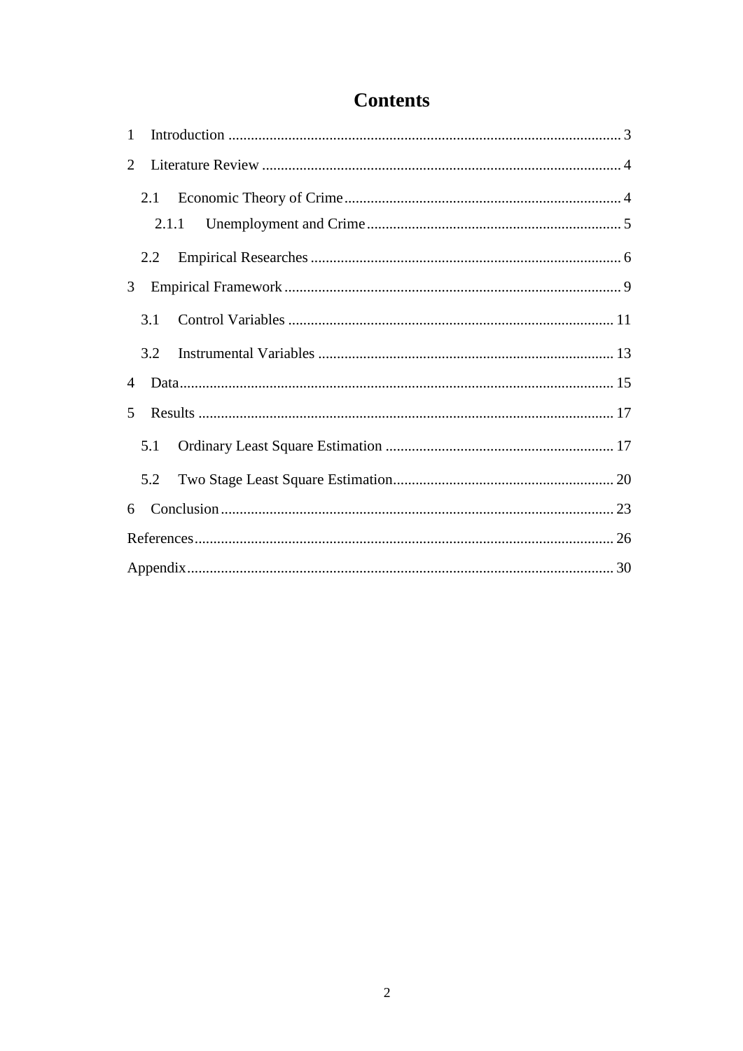# Contents

1 Introduction ........................................................................................................ 3

2 Literature Review ............................................................................................... 4

 2.1 Economic Theory of Crime ......................................................................... 4

  2.1.1 Unemployment and Crime .................................................................. 5

 2.2 Empirical Researches .................................................................................. 6

3 Empirical Framework ......................................................................................... 9

 3.1 Control Variables ...................................................................................... 11

 3.2 Instrumental Variables .............................................................................. 13

4 Data .................................................................................................................. 15

5 Results .............................................................................................................. 17

 5.1 Ordinary Least Square Estimation ............................................................ 17

 5.2 Two Stage Least Square Estimation .......................................................... 20

6 Conclusion ........................................................................................................ 23

References .............................................................................................................. 26

Appendix ................................................................................................................ 30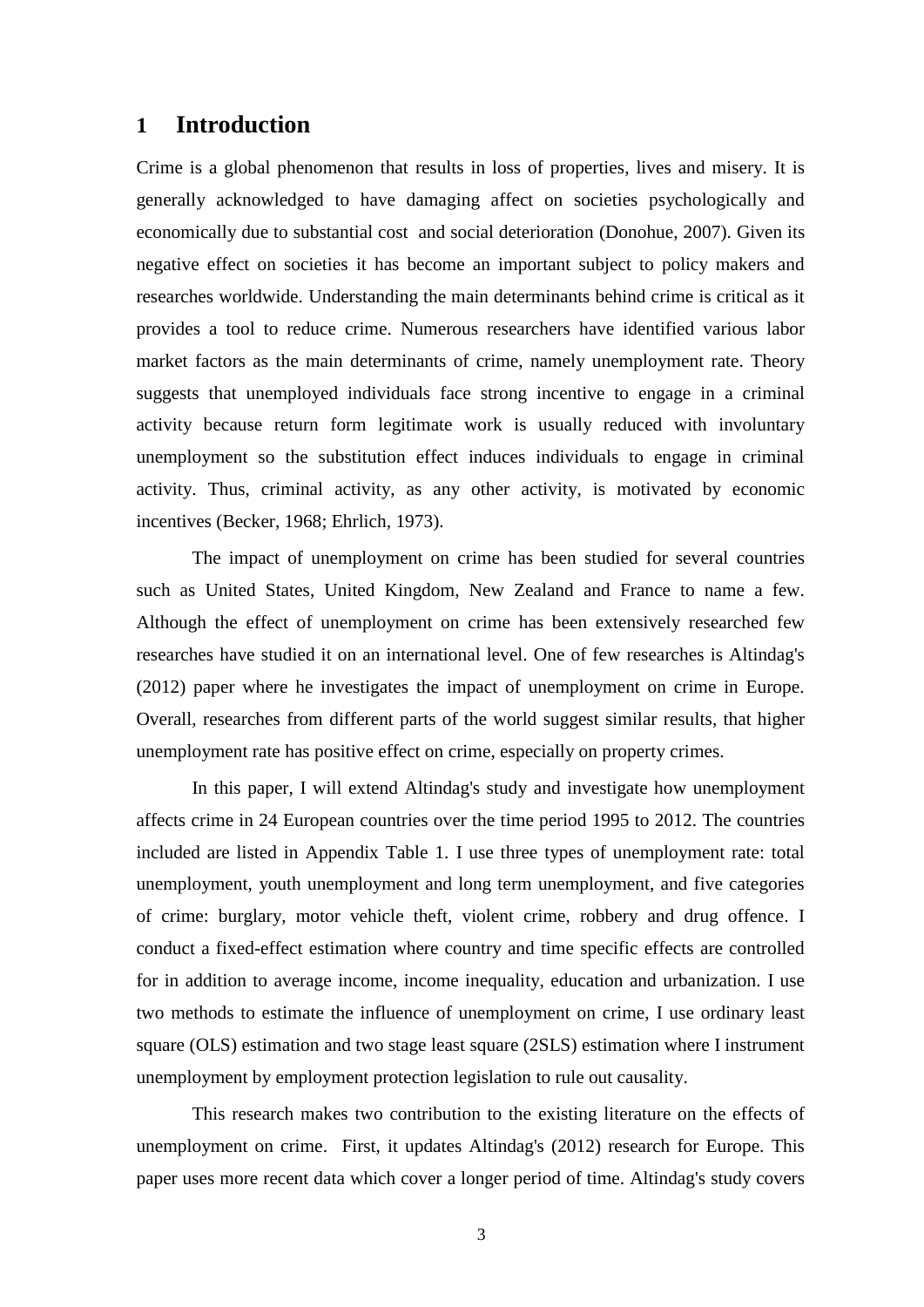# 1 Introduction

Crime is a global phenomenon that results in loss of properties, lives and misery. It is generally acknowledged to have damaging affect on societies psychologically and economically due to substantial cost and social deterioration (Donohue, 2007). Given its negative effect on societies it has become an important subject to policy makers and researches worldwide. Understanding the main determinants behind crime is critical as it provides a tool to reduce crime. Numerous researchers have identified various labor market factors as the main determinants of crime, namely unemployment rate. Theory suggests that unemployed individuals face strong incentive to engage in a criminal activity because return form legitimate work is usually reduced with involuntary unemployment so the substitution effect induces individuals to engage in criminal activity. Thus, criminal activity, as any other activity, is motivated by economic incentives (Becker, 1968; Ehrlich, 1973).

The impact of unemployment on crime has been studied for several countries such as United States, United Kingdom, New Zealand and France to name a few. Although the effect of unemployment on crime has been extensively researched few researches have studied it on an international level. One of few researches is Altindag's (2012) paper where he investigates the impact of unemployment on crime in Europe. Overall, researches from different parts of the world suggest similar results, that higher unemployment rate has positive effect on crime, especially on property crimes.

In this paper, I will extend Altindag's study and investigate how unemployment affects crime in 24 European countries over the time period 1995 to 2012. The countries included are listed in Appendix Table 1. I use three types of unemployment rate: total unemployment, youth unemployment and long term unemployment, and five categories of crime: burglary, motor vehicle theft, violent crime, robbery and drug offence. I conduct a fixed-effect estimation where country and time specific effects are controlled for in addition to average income, income inequality, education and urbanization. I use two methods to estimate the influence of unemployment on crime, I use ordinary least square (OLS) estimation and two stage least square (2SLS) estimation where I instrument unemployment by employment protection legislation to rule out causality.

This research makes two contribution to the existing literature on the effects of unemployment on crime. First, it updates Altindag's (2012) research for Europe. This paper uses more recent data which cover a longer period of time. Altindag's study covers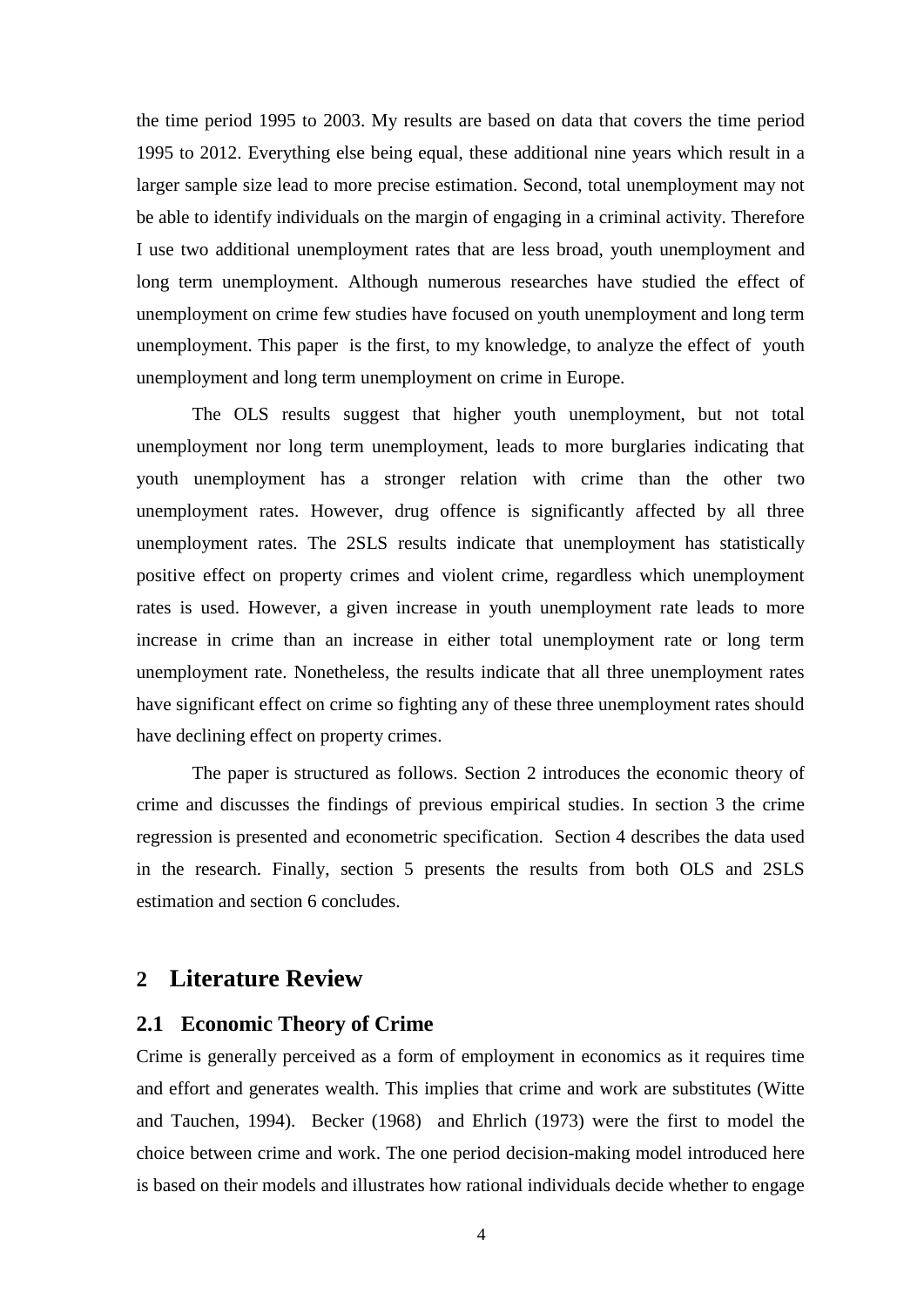the time period 1995 to 2003. My results are based on data that covers the time period 1995 to 2012. Everything else being equal, these additional nine years which result in a larger sample size lead to more precise estimation. Second, total unemployment may not be able to identify individuals on the margin of engaging in a criminal activity. Therefore I use two additional unemployment rates that are less broad, youth unemployment and long term unemployment. Although numerous researches have studied the effect of unemployment on crime few studies have focused on youth unemployment and long term unemployment. This paper is the first, to my knowledge, to analyze the effect of youth unemployment and long term unemployment on crime in Europe.

The OLS results suggest that higher youth unemployment, but not total unemployment nor long term unemployment, leads to more burglaries indicating that youth unemployment has a stronger relation with crime than the other two unemployment rates. However, drug offence is significantly affected by all three unemployment rates. The 2SLS results indicate that unemployment has statistically positive effect on property crimes and violent crime, regardless which unemployment rates is used. However, a given increase in youth unemployment rate leads to more increase in crime than an increase in either total unemployment rate or long term unemployment rate. Nonetheless, the results indicate that all three unemployment rates have significant effect on crime so fighting any of these three unemployment rates should have declining effect on property crimes.

The paper is structured as follows. Section 2 introduces the economic theory of crime and discusses the findings of previous empirical studies. In section 3 the crime regression is presented and econometric specification. Section 4 describes the data used in the research. Finally, section 5 presents the results from both OLS and 2SLS estimation and section 6 concludes.

# 2 Literature Review

## 2.1 Economic Theory of Crime

Crime is generally perceived as a form of employment in economics as it requires time and effort and generates wealth. This implies that crime and work are substitutes (Witte and Tauchen, 1994). Becker (1968) and Ehrlich (1973) were the first to model the choice between crime and work. The one period decision-making model introduced here is based on their models and illustrates how rational individuals decide whether to engage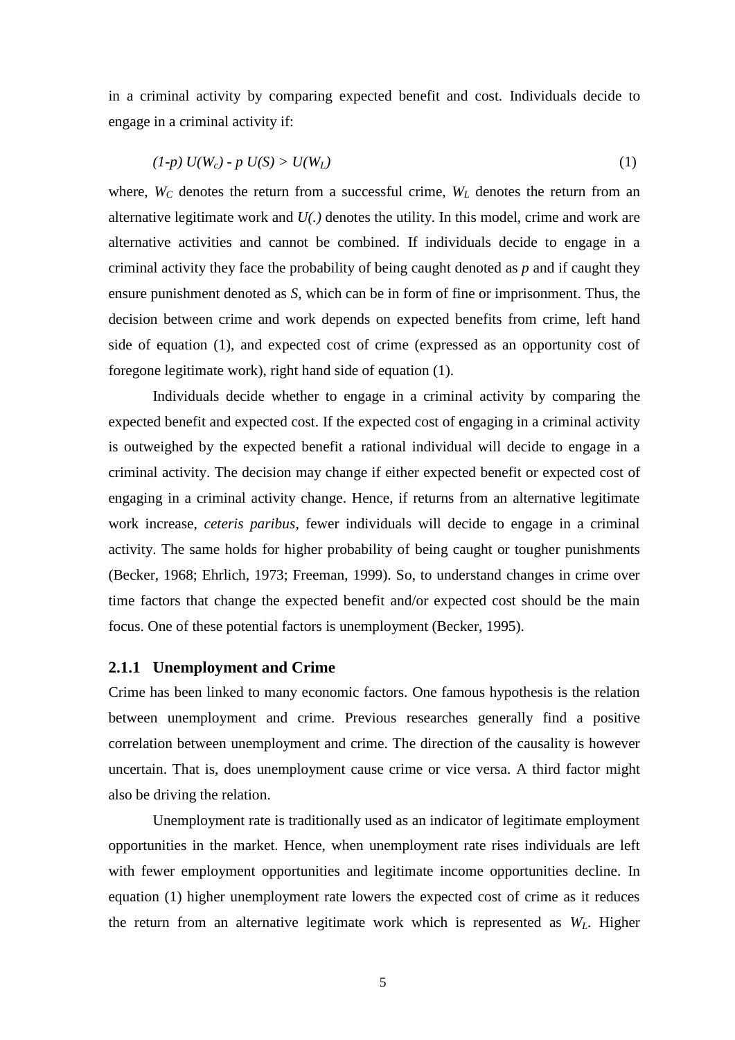in a criminal activity by comparing expected benefit and cost. Individuals decide to engage in a criminal activity if:

$$(1-p)\ U(W_c) - p\ U(S) > U(W_L) \tag{1}$$

where, $W_C$ denotes the return from a successful crime, $W_L$ denotes the return from an alternative legitimate work and $U(.)$ denotes the utility. In this model, crime and work are alternative activities and cannot be combined. If individuals decide to engage in a criminal activity they face the probability of being caught denoted as $p$ and if caught they ensure punishment denoted as $S$, which can be in form of fine or imprisonment. Thus, the decision between crime and work depends on expected benefits from crime, left hand side of equation (1), and expected cost of crime (expressed as an opportunity cost of foregone legitimate work), right hand side of equation (1).

Individuals decide whether to engage in a criminal activity by comparing the expected benefit and expected cost. If the expected cost of engaging in a criminal activity is outweighed by the expected benefit a rational individual will decide to engage in a criminal activity. The decision may change if either expected benefit or expected cost of engaging in a criminal activity change. Hence, if returns from an alternative legitimate work increase, *ceteris paribus*, fewer individuals will decide to engage in a criminal activity. The same holds for higher probability of being caught or tougher punishments (Becker, 1968; Ehrlich, 1973; Freeman, 1999). So, to understand changes in crime over time factors that change the expected benefit and/or expected cost should be the main focus. One of these potential factors is unemployment (Becker, 1995).

### 2.1.1 Unemployment and Crime

Crime has been linked to many economic factors. One famous hypothesis is the relation between unemployment and crime. Previous researches generally find a positive correlation between unemployment and crime. The direction of the causality is however uncertain. That is, does unemployment cause crime or vice versa. A third factor might also be driving the relation.

Unemployment rate is traditionally used as an indicator of legitimate employment opportunities in the market. Hence, when unemployment rate rises individuals are left with fewer employment opportunities and legitimate income opportunities decline. In equation (1) higher unemployment rate lowers the expected cost of crime as it reduces the return from an alternative legitimate work which is represented as $W_L$. Higher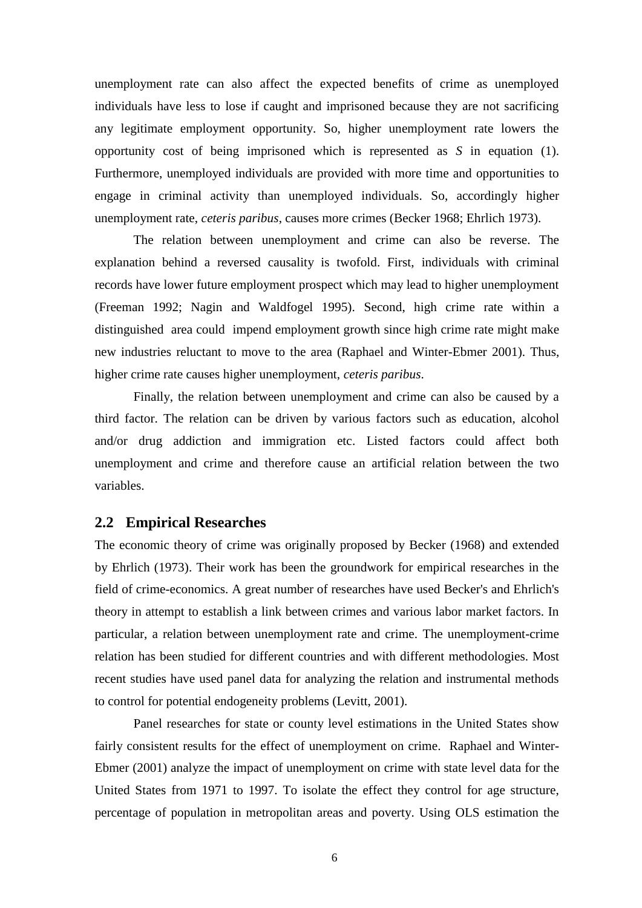unemployment rate can also affect the expected benefits of crime as unemployed individuals have less to lose if caught and imprisoned because they are not sacrificing any legitimate employment opportunity. So, higher unemployment rate lowers the opportunity cost of being imprisoned which is represented as $S$ in equation (1). Furthermore, unemployed individuals are provided with more time and opportunities to engage in criminal activity than unemployed individuals. So, accordingly higher unemployment rate, *ceteris paribus*, causes more crimes (Becker 1968; Ehrlich 1973).

The relation between unemployment and crime can also be reverse. The explanation behind a reversed causality is twofold. First, individuals with criminal records have lower future employment prospect which may lead to higher unemployment (Freeman 1992; Nagin and Waldfogel 1995). Second, high crime rate within a distinguished area could impend employment growth since high crime rate might make new industries reluctant to move to the area (Raphael and Winter-Ebmer 2001). Thus, higher crime rate causes higher unemployment, *ceteris paribus*.

Finally, the relation between unemployment and crime can also be caused by a third factor. The relation can be driven by various factors such as education, alcohol and/or drug addiction and immigration etc. Listed factors could affect both unemployment and crime and therefore cause an artificial relation between the two variables.

## 2.2 Empirical Researches

The economic theory of crime was originally proposed by Becker (1968) and extended by Ehrlich (1973). Their work has been the groundwork for empirical researches in the field of crime-economics. A great number of researches have used Becker's and Ehrlich's theory in attempt to establish a link between crimes and various labor market factors. In particular, a relation between unemployment rate and crime. The unemployment-crime relation has been studied for different countries and with different methodologies. Most recent studies have used panel data for analyzing the relation and instrumental methods to control for potential endogeneity problems (Levitt, 2001).

Panel researches for state or county level estimations in the United States show fairly consistent results for the effect of unemployment on crime. Raphael and Winter-Ebmer (2001) analyze the impact of unemployment on crime with state level data for the United States from 1971 to 1997. To isolate the effect they control for age structure, percentage of population in metropolitan areas and poverty. Using OLS estimation the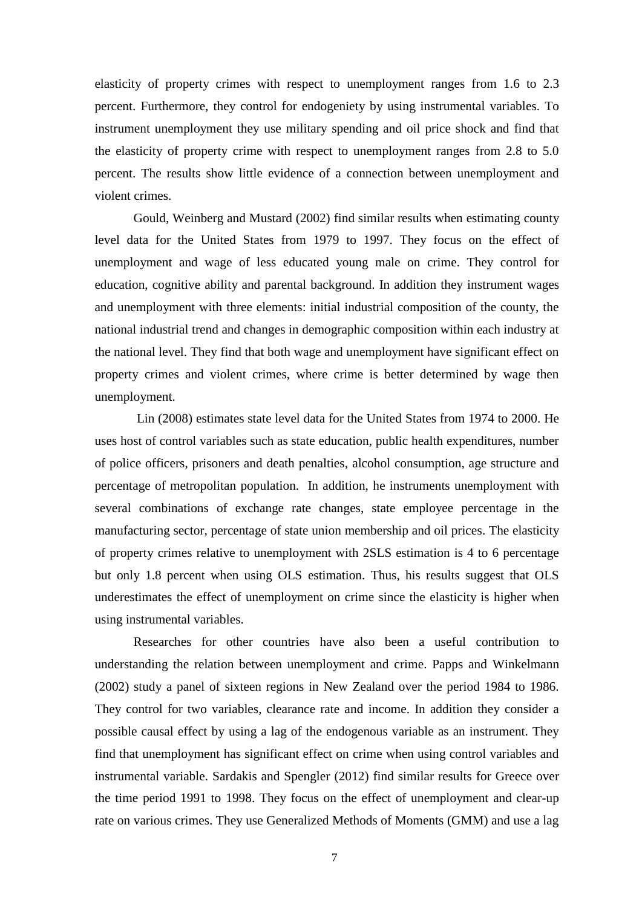elasticity of property crimes with respect to unemployment ranges from 1.6 to 2.3 percent. Furthermore, they control for endogeniety by using instrumental variables. To instrument unemployment they use military spending and oil price shock and find that the elasticity of property crime with respect to unemployment ranges from 2.8 to 5.0 percent. The results show little evidence of a connection between unemployment and violent crimes.

Gould, Weinberg and Mustard (2002) find similar results when estimating county level data for the United States from 1979 to 1997. They focus on the effect of unemployment and wage of less educated young male on crime. They control for education, cognitive ability and parental background. In addition they instrument wages and unemployment with three elements: initial industrial composition of the county, the national industrial trend and changes in demographic composition within each industry at the national level. They find that both wage and unemployment have significant effect on property crimes and violent crimes, where crime is better determined by wage then unemployment.

Lin (2008) estimates state level data for the United States from 1974 to 2000. He uses host of control variables such as state education, public health expenditures, number of police officers, prisoners and death penalties, alcohol consumption, age structure and percentage of metropolitan population. In addition, he instruments unemployment with several combinations of exchange rate changes, state employee percentage in the manufacturing sector, percentage of state union membership and oil prices. The elasticity of property crimes relative to unemployment with 2SLS estimation is 4 to 6 percentage but only 1.8 percent when using OLS estimation. Thus, his results suggest that OLS underestimates the effect of unemployment on crime since the elasticity is higher when using instrumental variables.

Researches for other countries have also been a useful contribution to understanding the relation between unemployment and crime. Papps and Winkelmann (2002) study a panel of sixteen regions in New Zealand over the period 1984 to 1986. They control for two variables, clearance rate and income. In addition they consider a possible causal effect by using a lag of the endogenous variable as an instrument. They find that unemployment has significant effect on crime when using control variables and instrumental variable. Sardakis and Spengler (2012) find similar results for Greece over the time period 1991 to 1998. They focus on the effect of unemployment and clear-up rate on various crimes. They use Generalized Methods of Moments (GMM) and use a lag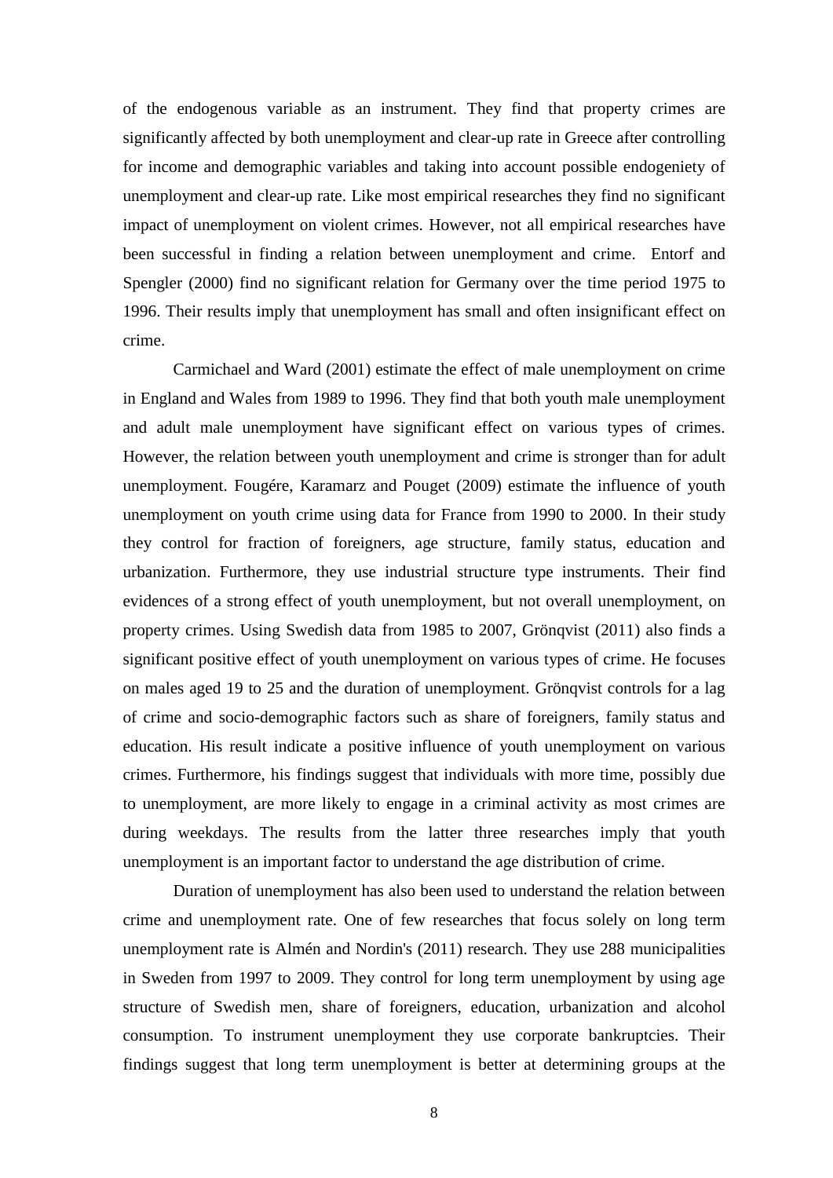of the endogenous variable as an instrument. They find that property crimes are significantly affected by both unemployment and clear-up rate in Greece after controlling for income and demographic variables and taking into account possible endogeniety of unemployment and clear-up rate. Like most empirical researches they find no significant impact of unemployment on violent crimes. However, not all empirical researches have been successful in finding a relation between unemployment and crime. Entorf and Spengler (2000) find no significant relation for Germany over the time period 1975 to 1996. Their results imply that unemployment has small and often insignificant effect on crime.

Carmichael and Ward (2001) estimate the effect of male unemployment on crime in England and Wales from 1989 to 1996. They find that both youth male unemployment and adult male unemployment have significant effect on various types of crimes. However, the relation between youth unemployment and crime is stronger than for adult unemployment. Fougére, Karamarz and Pouget (2009) estimate the influence of youth unemployment on youth crime using data for France from 1990 to 2000. In their study they control for fraction of foreigners, age structure, family status, education and urbanization. Furthermore, they use industrial structure type instruments. Their find evidences of a strong effect of youth unemployment, but not overall unemployment, on property crimes. Using Swedish data from 1985 to 2007, Grönqvist (2011) also finds a significant positive effect of youth unemployment on various types of crime. He focuses on males aged 19 to 25 and the duration of unemployment. Grönqvist controls for a lag of crime and socio-demographic factors such as share of foreigners, family status and education. His result indicate a positive influence of youth unemployment on various crimes. Furthermore, his findings suggest that individuals with more time, possibly due to unemployment, are more likely to engage in a criminal activity as most crimes are during weekdays. The results from the latter three researches imply that youth unemployment is an important factor to understand the age distribution of crime.

Duration of unemployment has also been used to understand the relation between crime and unemployment rate. One of few researches that focus solely on long term unemployment rate is Almén and Nordin's (2011) research. They use 288 municipalities in Sweden from 1997 to 2009. They control for long term unemployment by using age structure of Swedish men, share of foreigners, education, urbanization and alcohol consumption. To instrument unemployment they use corporate bankruptcies. Their findings suggest that long term unemployment is better at determining groups at the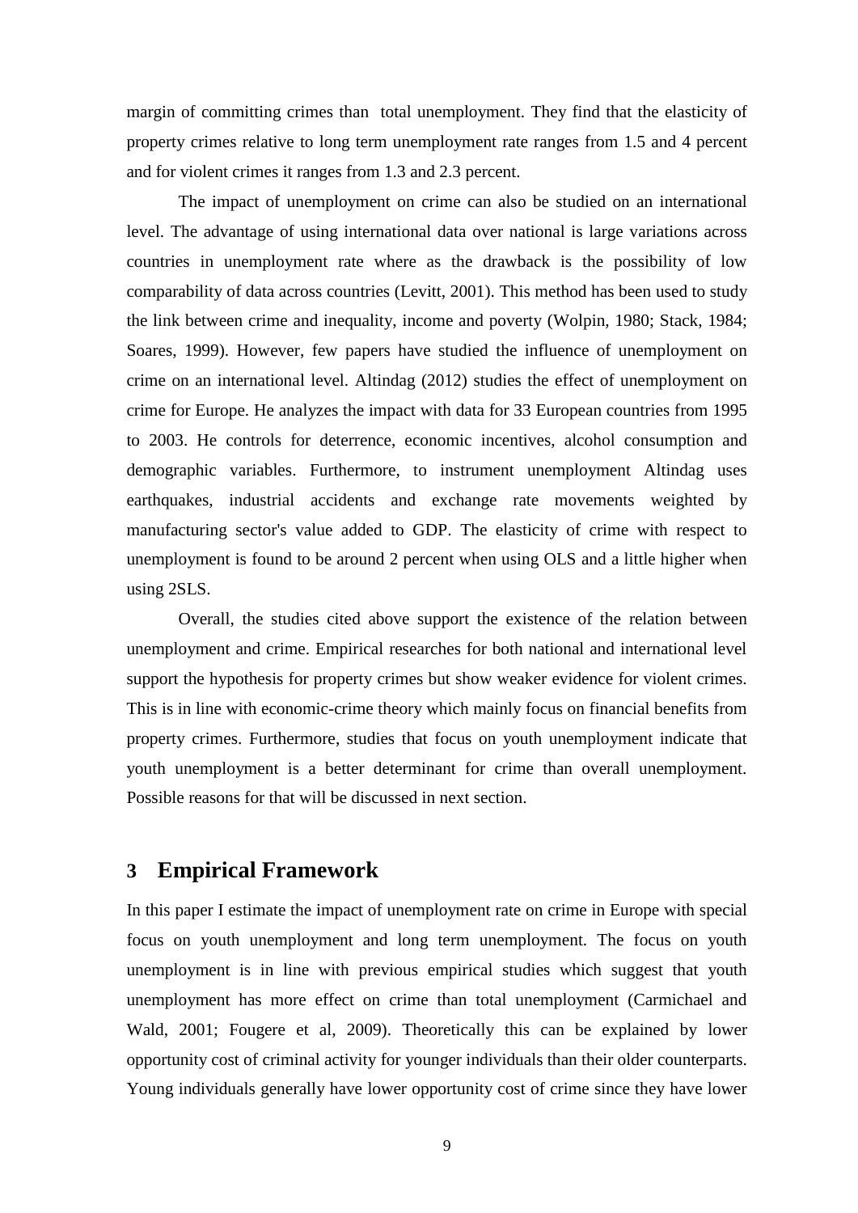margin of committing crimes than total unemployment. They find that the elasticity of property crimes relative to long term unemployment rate ranges from 1.5 and 4 percent and for violent crimes it ranges from 1.3 and 2.3 percent.

The impact of unemployment on crime can also be studied on an international level. The advantage of using international data over national is large variations across countries in unemployment rate where as the drawback is the possibility of low comparability of data across countries (Levitt, 2001). This method has been used to study the link between crime and inequality, income and poverty (Wolpin, 1980; Stack, 1984; Soares, 1999). However, few papers have studied the influence of unemployment on crime on an international level. Altindag (2012) studies the effect of unemployment on crime for Europe. He analyzes the impact with data for 33 European countries from 1995 to 2003. He controls for deterrence, economic incentives, alcohol consumption and demographic variables. Furthermore, to instrument unemployment Altindag uses earthquakes, industrial accidents and exchange rate movements weighted by manufacturing sector's value added to GDP. The elasticity of crime with respect to unemployment is found to be around 2 percent when using OLS and a little higher when using 2SLS.

Overall, the studies cited above support the existence of the relation between unemployment and crime. Empirical researches for both national and international level support the hypothesis for property crimes but show weaker evidence for violent crimes. This is in line with economic-crime theory which mainly focus on financial benefits from property crimes. Furthermore, studies that focus on youth unemployment indicate that youth unemployment is a better determinant for crime than overall unemployment. Possible reasons for that will be discussed in next section.

# 3 Empirical Framework

In this paper I estimate the impact of unemployment rate on crime in Europe with special focus on youth unemployment and long term unemployment. The focus on youth unemployment is in line with previous empirical studies which suggest that youth unemployment has more effect on crime than total unemployment (Carmichael and Wald, 2001; Fougere et al, 2009). Theoretically this can be explained by lower opportunity cost of criminal activity for younger individuals than their older counterparts. Young individuals generally have lower opportunity cost of crime since they have lower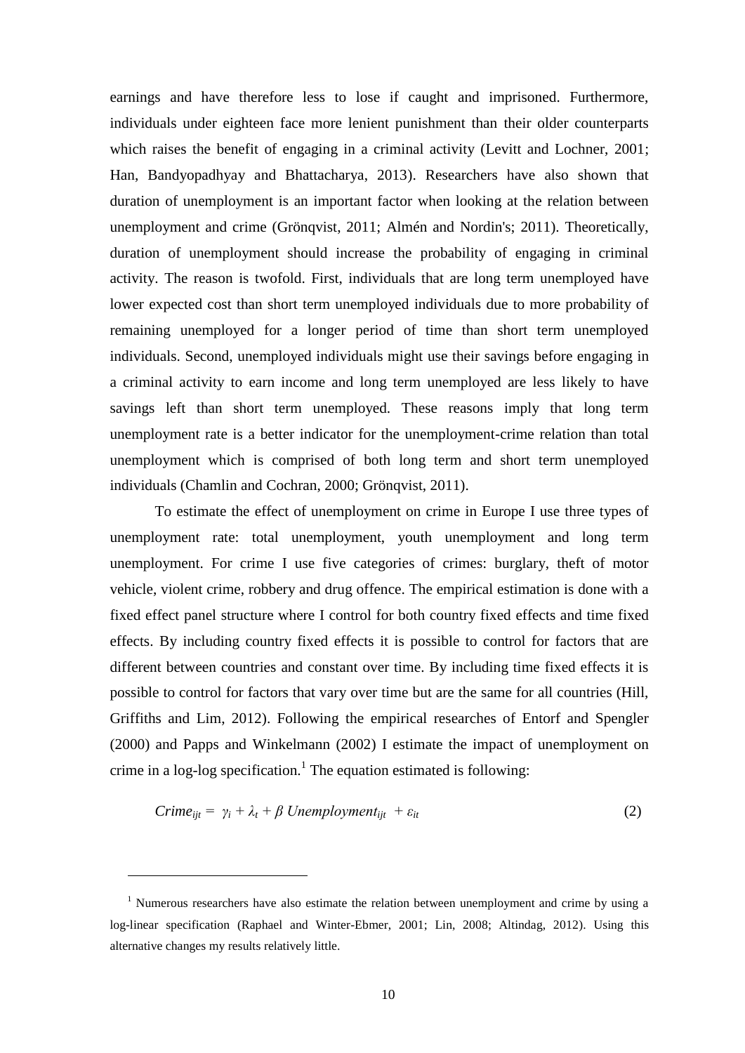earnings and have therefore less to lose if caught and imprisoned. Furthermore, individuals under eighteen face more lenient punishment than their older counterparts which raises the benefit of engaging in a criminal activity (Levitt and Lochner, 2001; Han, Bandyopadhyay and Bhattacharya, 2013). Researchers have also shown that duration of unemployment is an important factor when looking at the relation between unemployment and crime (Grönqvist, 2011; Almén and Nordin's; 2011). Theoretically, duration of unemployment should increase the probability of engaging in criminal activity. The reason is twofold. First, individuals that are long term unemployed have lower expected cost than short term unemployed individuals due to more probability of remaining unemployed for a longer period of time than short term unemployed individuals. Second, unemployed individuals might use their savings before engaging in a criminal activity to earn income and long term unemployed are less likely to have savings left than short term unemployed. These reasons imply that long term unemployment rate is a better indicator for the unemployment-crime relation than total unemployment which is comprised of both long term and short term unemployed individuals (Chamlin and Cochran, 2000; Grönqvist, 2011).

To estimate the effect of unemployment on crime in Europe I use three types of unemployment rate: total unemployment, youth unemployment and long term unemployment. For crime I use five categories of crimes: burglary, theft of motor vehicle, violent crime, robbery and drug offence. The empirical estimation is done with a fixed effect panel structure where I control for both country fixed effects and time fixed effects. By including country fixed effects it is possible to control for factors that are different between countries and constant over time. By including time fixed effects it is possible to control for factors that vary over time but are the same for all countries (Hill, Griffiths and Lim, 2012). Following the empirical researches of Entorf and Spengler (2000) and Papps and Winkelmann (2002) I estimate the impact of unemployment on crime in a log-log specification.[1] The equation estimated is following:

$$Crime_{ijt} = \gamma_i + \lambda_t + \beta \; Unemployment_{ijt} + \varepsilon_{it} \tag{2}$$

[1] Numerous researchers have also estimate the relation between unemployment and crime by using a log-linear specification (Raphael and Winter-Ebmer, 2001; Lin, 2008; Altindag, 2012). Using this alternative changes my results relatively little.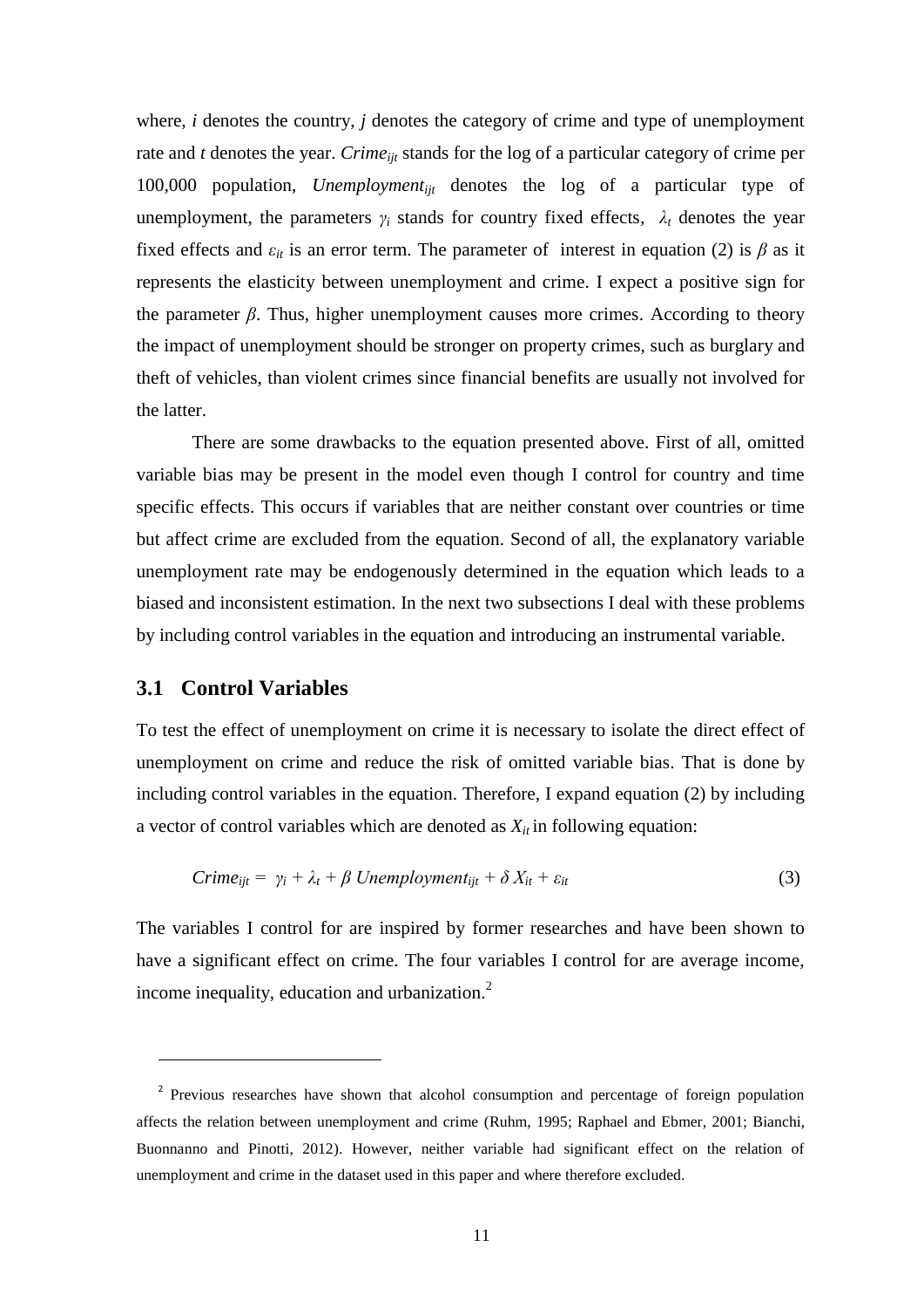where, $i$ denotes the country, $j$ denotes the category of crime and type of unemployment rate and $t$ denotes the year. $Crime_{ijt}$ stands for the log of a particular category of crime per 100,000 population, $Unemployment_{ijt}$ denotes the log of a particular type of unemployment, the parameters $\gamma_i$ stands for country fixed effects, $\lambda_t$ denotes the year fixed effects and $\varepsilon_{it}$ is an error term. The parameter of interest in equation (2) is $\beta$ as it represents the elasticity between unemployment and crime. I expect a positive sign for the parameter $\beta$. Thus, higher unemployment causes more crimes. According to theory the impact of unemployment should be stronger on property crimes, such as burglary and theft of vehicles, than violent crimes since financial benefits are usually not involved for the latter.

There are some drawbacks to the equation presented above. First of all, omitted variable bias may be present in the model even though I control for country and time specific effects. This occurs if variables that are neither constant over countries or time but affect crime are excluded from the equation. Second of all, the explanatory variable unemployment rate may be endogenously determined in the equation which leads to a biased and inconsistent estimation. In the next two subsections I deal with these problems by including control variables in the equation and introducing an instrumental variable.

## 3.1 Control Variables

To test the effect of unemployment on crime it is necessary to isolate the direct effect of unemployment on crime and reduce the risk of omitted variable bias. That is done by including control variables in the equation. Therefore, I expand equation (2) by including a vector of control variables which are denoted as $X_{it}$ in following equation:

$$Crime_{ijt} = \gamma_i + \lambda_t + \beta \, Unemployment_{ijt} + \delta \, X_{it} + \varepsilon_{it} \tag{3}$$

The variables I control for are inspired by former researches and have been shown to have a significant effect on crime. The four variables I control for are average income, income inequality, education and urbanization.[2]

---

[2] Previous researches have shown that alcohol consumption and percentage of foreign population affects the relation between unemployment and crime (Ruhm, 1995; Raphael and Ebmer, 2001; Bianchi, Buonnanno and Pinotti, 2012). However, neither variable had significant effect on the relation of unemployment and crime in the dataset used in this paper and where therefore excluded.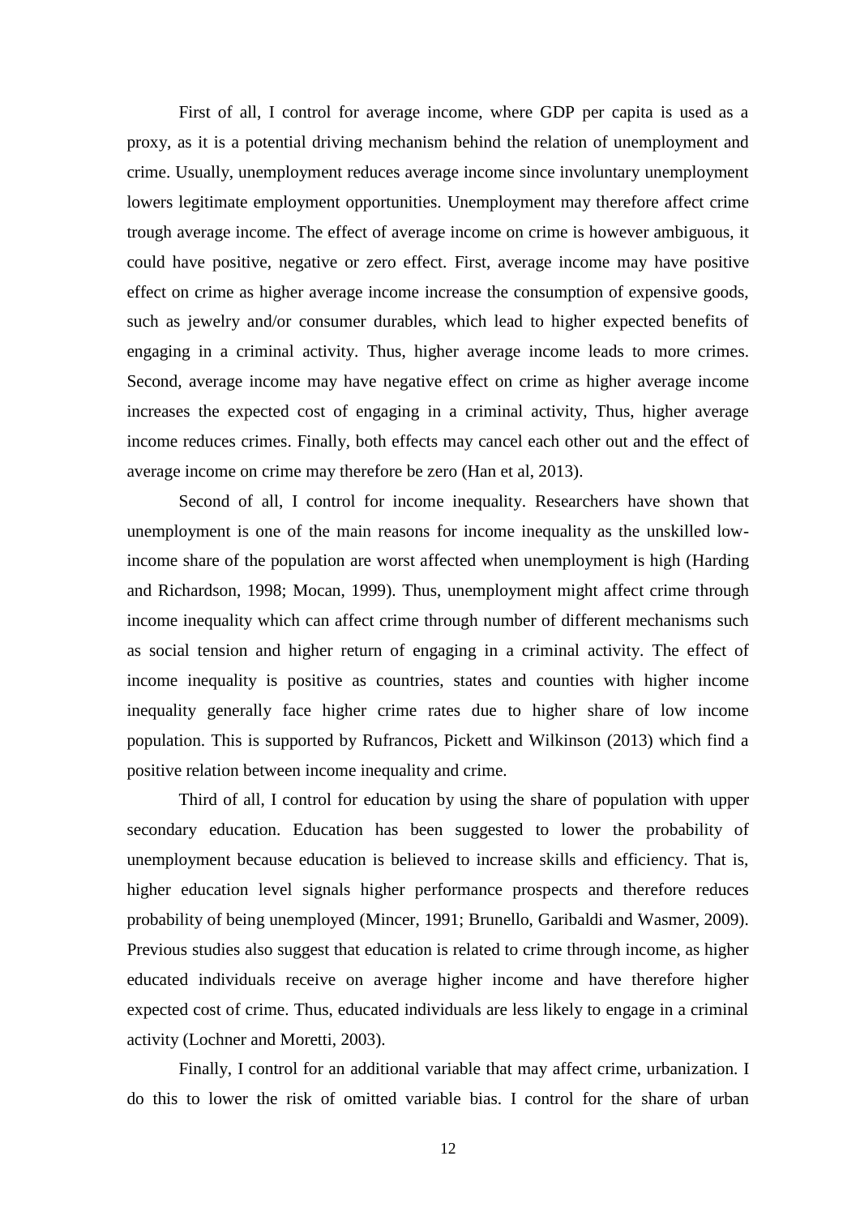First of all, I control for average income, where GDP per capita is used as a proxy, as it is a potential driving mechanism behind the relation of unemployment and crime. Usually, unemployment reduces average income since involuntary unemployment lowers legitimate employment opportunities. Unemployment may therefore affect crime trough average income. The effect of average income on crime is however ambiguous, it could have positive, negative or zero effect. First, average income may have positive effect on crime as higher average income increase the consumption of expensive goods, such as jewelry and/or consumer durables, which lead to higher expected benefits of engaging in a criminal activity. Thus, higher average income leads to more crimes. Second, average income may have negative effect on crime as higher average income increases the expected cost of engaging in a criminal activity, Thus, higher average income reduces crimes. Finally, both effects may cancel each other out and the effect of average income on crime may therefore be zero (Han et al, 2013).

Second of all, I control for income inequality. Researchers have shown that unemployment is one of the main reasons for income inequality as the unskilled low-income share of the population are worst affected when unemployment is high (Harding and Richardson, 1998; Mocan, 1999). Thus, unemployment might affect crime through income inequality which can affect crime through number of different mechanisms such as social tension and higher return of engaging in a criminal activity. The effect of income inequality is positive as countries, states and counties with higher income inequality generally face higher crime rates due to higher share of low income population. This is supported by Rufrancos, Pickett and Wilkinson (2013) which find a positive relation between income inequality and crime.

Third of all, I control for education by using the share of population with upper secondary education. Education has been suggested to lower the probability of unemployment because education is believed to increase skills and efficiency. That is, higher education level signals higher performance prospects and therefore reduces probability of being unemployed (Mincer, 1991; Brunello, Garibaldi and Wasmer, 2009). Previous studies also suggest that education is related to crime through income, as higher educated individuals receive on average higher income and have therefore higher expected cost of crime. Thus, educated individuals are less likely to engage in a criminal activity (Lochner and Moretti, 2003).

Finally, I control for an additional variable that may affect crime, urbanization. I do this to lower the risk of omitted variable bias. I control for the share of urban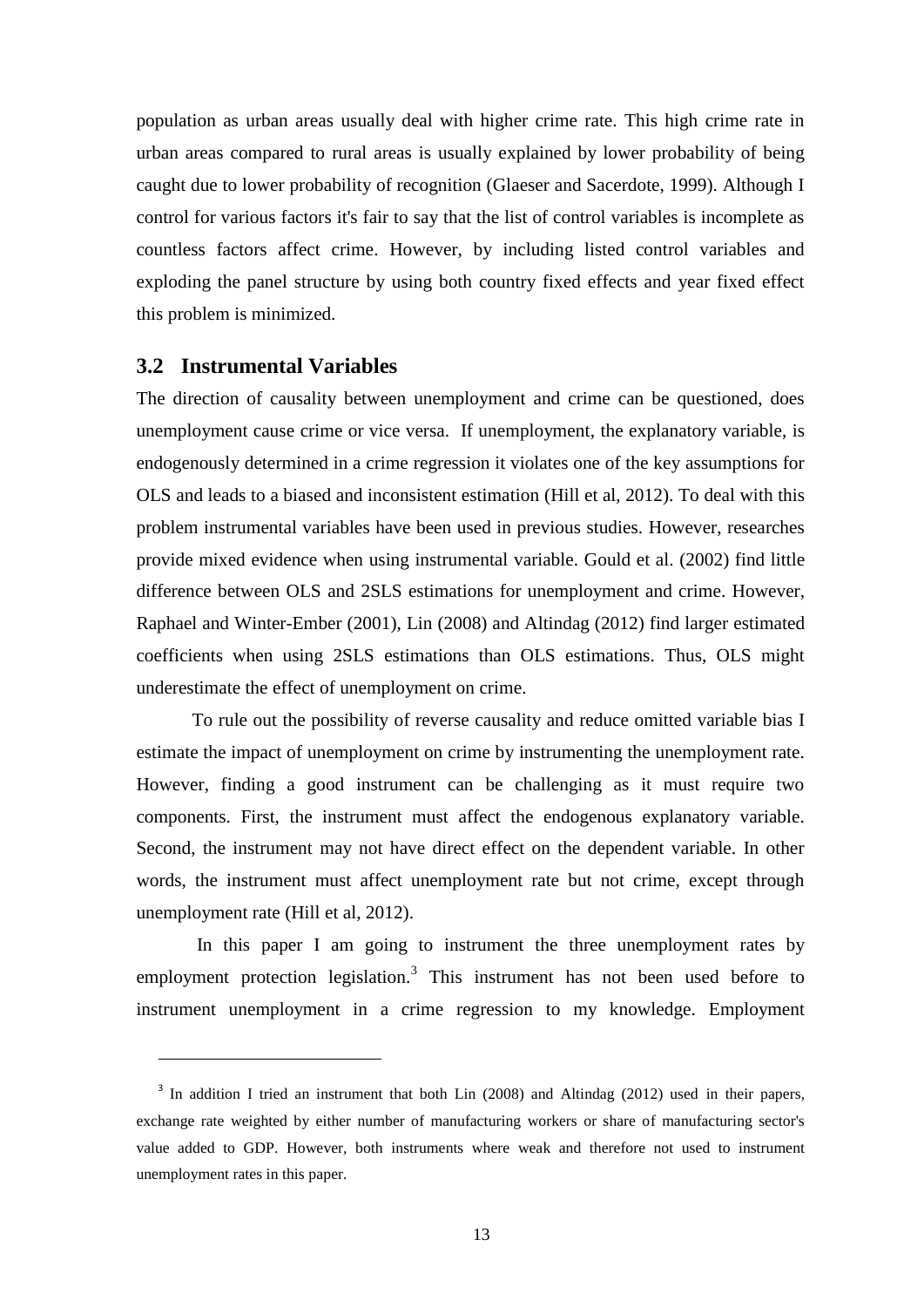population as urban areas usually deal with higher crime rate. This high crime rate in urban areas compared to rural areas is usually explained by lower probability of being caught due to lower probability of recognition (Glaeser and Sacerdote, 1999). Although I control for various factors it's fair to say that the list of control variables is incomplete as countless factors affect crime. However, by including listed control variables and exploding the panel structure by using both country fixed effects and year fixed effect this problem is minimized.

## 3.2 Instrumental Variables

The direction of causality between unemployment and crime can be questioned, does unemployment cause crime or vice versa. If unemployment, the explanatory variable, is endogenously determined in a crime regression it violates one of the key assumptions for OLS and leads to a biased and inconsistent estimation (Hill et al, 2012). To deal with this problem instrumental variables have been used in previous studies. However, researches provide mixed evidence when using instrumental variable. Gould et al. (2002) find little difference between OLS and 2SLS estimations for unemployment and crime. However, Raphael and Winter-Ember (2001), Lin (2008) and Altindag (2012) find larger estimated coefficients when using 2SLS estimations than OLS estimations. Thus, OLS might underestimate the effect of unemployment on crime.

To rule out the possibility of reverse causality and reduce omitted variable bias I estimate the impact of unemployment on crime by instrumenting the unemployment rate. However, finding a good instrument can be challenging as it must require two components. First, the instrument must affect the endogenous explanatory variable. Second, the instrument may not have direct effect on the dependent variable. In other words, the instrument must affect unemployment rate but not crime, except through unemployment rate (Hill et al, 2012).

In this paper I am going to instrument the three unemployment rates by employment protection legislation.[3] This instrument has not been used before to instrument unemployment in a crime regression to my knowledge. Employment

[3] In addition I tried an instrument that both Lin (2008) and Altindag (2012) used in their papers, exchange rate weighted by either number of manufacturing workers or share of manufacturing sector's value added to GDP. However, both instruments where weak and therefore not used to instrument unemployment rates in this paper.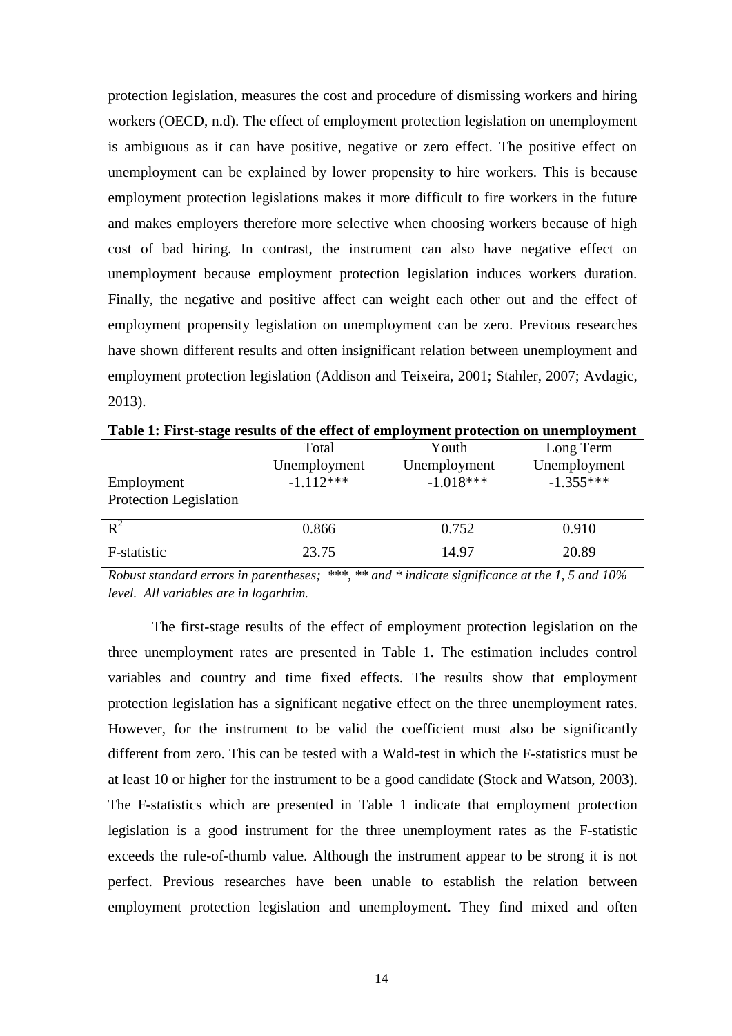protection legislation, measures the cost and procedure of dismissing workers and hiring workers (OECD, n.d). The effect of employment protection legislation on unemployment is ambiguous as it can have positive, negative or zero effect. The positive effect on unemployment can be explained by lower propensity to hire workers. This is because employment protection legislations makes it more difficult to fire workers in the future and makes employers therefore more selective when choosing workers because of high cost of bad hiring. In contrast, the instrument can also have negative effect on unemployment because employment protection legislation induces workers duration. Finally, the negative and positive affect can weight each other out and the effect of employment propensity legislation on unemployment can be zero. Previous researches have shown different results and often insignificant relation between unemployment and employment protection legislation (Addison and Teixeira, 2001; Stahler, 2007; Avdagic, 2013).

**Table 1: First-stage results of the effect of employment protection on unemployment**

| | Total Unemployment | Youth Unemployment | Long Term Unemployment |
|---|---|---|---|
| Employment Protection Legislation | -1.112*** | -1.018*** | -1.355*** |
| $R^2$ | 0.866 | 0.752 | 0.910 |
| F-statistic | 23.75 | 14.97 | 20.89 |

*Robust standard errors in parentheses; \*\*\*, \*\* and \* indicate significance at the 1, 5 and 10% level. All variables are in logarhtim.*

The first-stage results of the effect of employment protection legislation on the three unemployment rates are presented in Table 1. The estimation includes control variables and country and time fixed effects. The results show that employment protection legislation has a significant negative effect on the three unemployment rates. However, for the instrument to be valid the coefficient must also be significantly different from zero. This can be tested with a Wald-test in which the F-statistics must be at least 10 or higher for the instrument to be a good candidate (Stock and Watson, 2003). The F-statistics which are presented in Table 1 indicate that employment protection legislation is a good instrument for the three unemployment rates as the F-statistic exceeds the rule-of-thumb value. Although the instrument appear to be strong it is not perfect. Previous researches have been unable to establish the relation between employment protection legislation and unemployment. They find mixed and often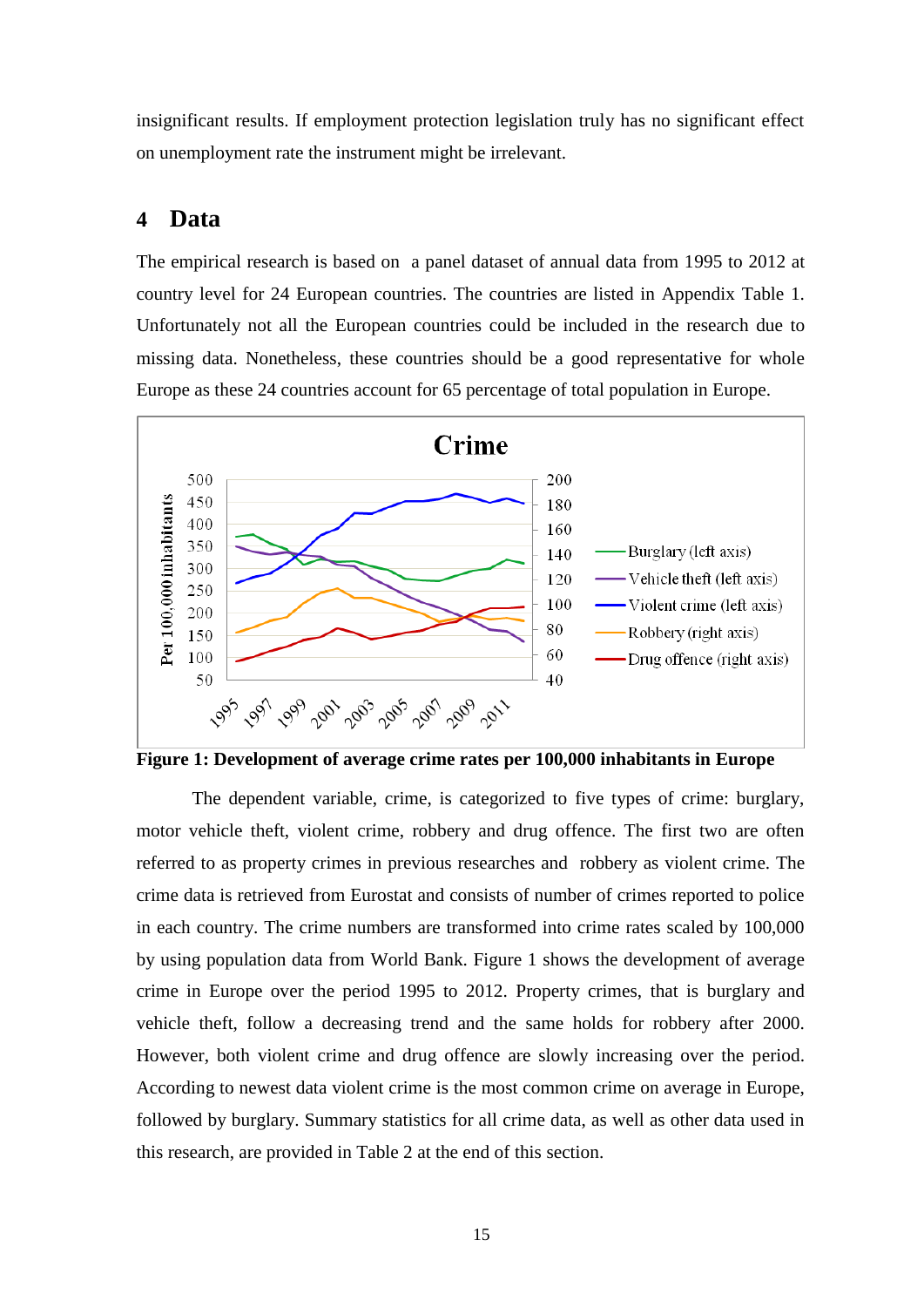insignificant results. If employment protection legislation truly has no significant effect on unemployment rate the instrument might be irrelevant.

# 4 Data

The empirical research is based on a panel dataset of annual data from 1995 to 2012 at country level for 24 European countries. The countries are listed in Appendix Table 1. Unfortunately not all the European countries could be included in the research due to missing data. Nonetheless, these countries should be a good representative for whole Europe as these 24 countries account for 65 percentage of total population in Europe.

**Figure 1: Development of average crime rates per 100,000 inhabitants in Europe**

The dependent variable, crime, is categorized to five types of crime: burglary, motor vehicle theft, violent crime, robbery and drug offence. The first two are often referred to as property crimes in previous researches and robbery as violent crime. The crime data is retrieved from Eurostat and consists of number of crimes reported to police in each country. The crime numbers are transformed into crime rates scaled by 100,000 by using population data from World Bank. Figure 1 shows the development of average crime in Europe over the period 1995 to 2012. Property crimes, that is burglary and vehicle theft, follow a decreasing trend and the same holds for robbery after 2000. However, both violent crime and drug offence are slowly increasing over the period. According to newest data violent crime is the most common crime on average in Europe, followed by burglary. Summary statistics for all crime data, as well as other data used in this research, are provided in Table 2 at the end of this section.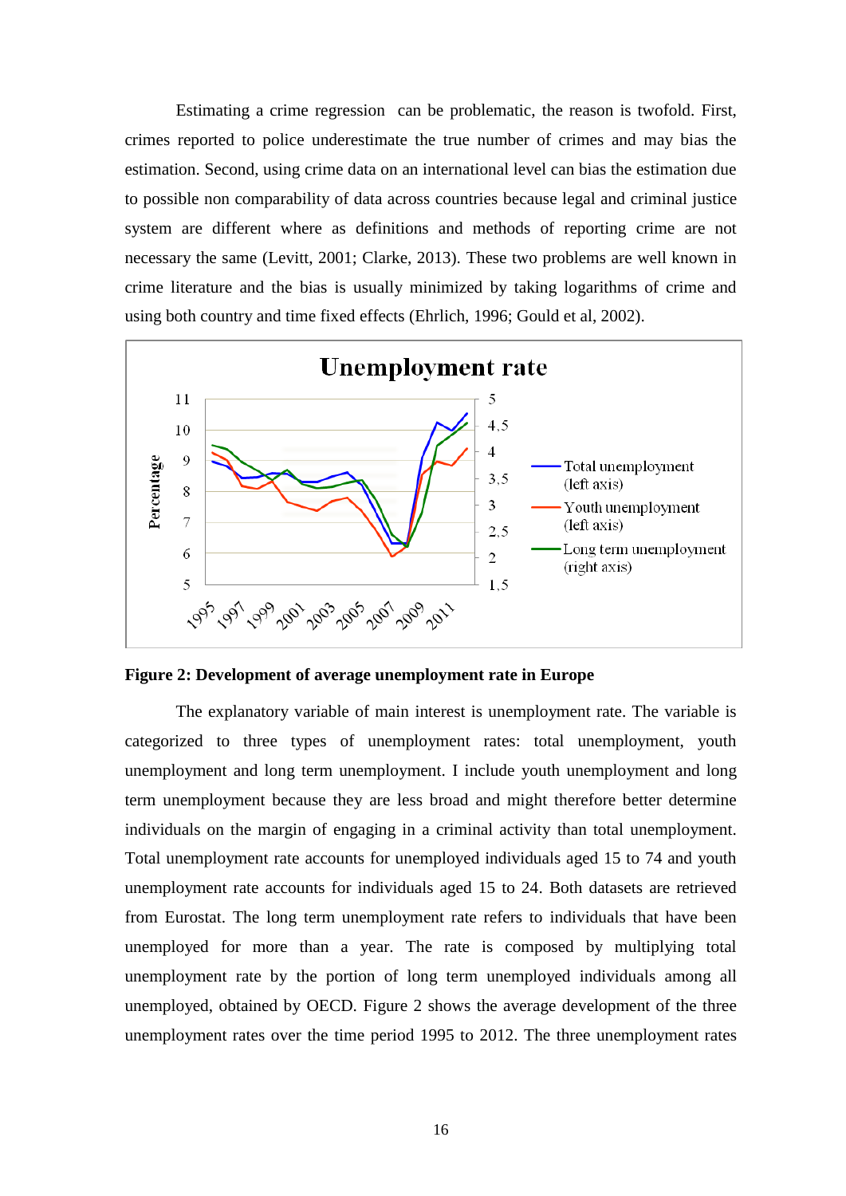Estimating a crime regression can be problematic, the reason is twofold. First, crimes reported to police underestimate the true number of crimes and may bias the estimation. Second, using crime data on an international level can bias the estimation due to possible non comparability of data across countries because legal and criminal justice system are different where as definitions and methods of reporting crime are not necessary the same (Levitt, 2001; Clarke, 2013). These two problems are well known in crime literature and the bias is usually minimized by taking logarithms of crime and using both country and time fixed effects (Ehrlich, 1996; Gould et al, 2002).

**Figure 2: Development of average unemployment rate in Europe**

The explanatory variable of main interest is unemployment rate. The variable is categorized to three types of unemployment rates: total unemployment, youth unemployment and long term unemployment. I include youth unemployment and long term unemployment because they are less broad and might therefore better determine individuals on the margin of engaging in a criminal activity than total unemployment. Total unemployment rate accounts for unemployed individuals aged 15 to 74 and youth unemployment rate accounts for individuals aged 15 to 24. Both datasets are retrieved from Eurostat. The long term unemployment rate refers to individuals that have been unemployed for more than a year. The rate is composed by multiplying total unemployment rate by the portion of long term unemployed individuals among all unemployed, obtained by OECD. Figure 2 shows the average development of the three unemployment rates over the time period 1995 to 2012. The three unemployment rates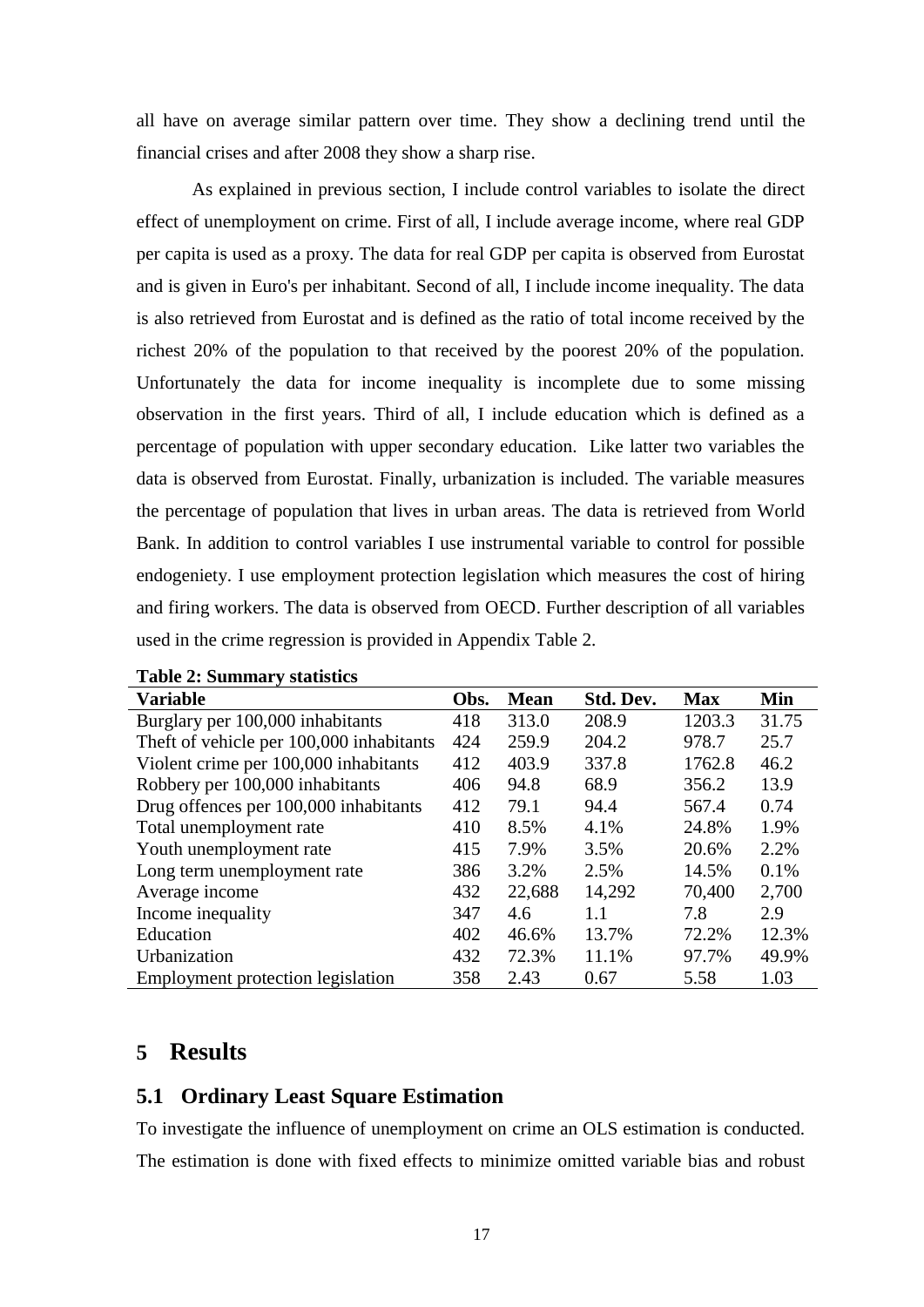all have on average similar pattern over time. They show a declining trend until the financial crises and after 2008 they show a sharp rise.

As explained in previous section, I include control variables to isolate the direct effect of unemployment on crime. First of all, I include average income, where real GDP per capita is used as a proxy. The data for real GDP per capita is observed from Eurostat and is given in Euro's per inhabitant. Second of all, I include income inequality. The data is also retrieved from Eurostat and is defined as the ratio of total income received by the richest 20% of the population to that received by the poorest 20% of the population. Unfortunately the data for income inequality is incomplete due to some missing observation in the first years. Third of all, I include education which is defined as a percentage of population with upper secondary education. Like latter two variables the data is observed from Eurostat. Finally, urbanization is included. The variable measures the percentage of population that lives in urban areas. The data is retrieved from World Bank. In addition to control variables I use instrumental variable to control for possible endogeniety. I use employment protection legislation which measures the cost of hiring and firing workers. The data is observed from OECD. Further description of all variables used in the crime regression is provided in Appendix Table 2.

**Table 2: Summary statistics**

| Variable | Obs. | Mean | Std. Dev. | Max | Min |
|---|---|---|---|---|---|
| Burglary per 100,000 inhabitants | 418 | 313.0 | 208.9 | 1203.3 | 31.75 |
| Theft of vehicle per 100,000 inhabitants | 424 | 259.9 | 204.2 | 978.7 | 25.7 |
| Violent crime per 100,000 inhabitants | 412 | 403.9 | 337.8 | 1762.8 | 46.2 |
| Robbery per 100,000 inhabitants | 406 | 94.8 | 68.9 | 356.2 | 13.9 |
| Drug offences per 100,000 inhabitants | 412 | 79.1 | 94.4 | 567.4 | 0.74 |
| Total unemployment rate | 410 | 8.5% | 4.1% | 24.8% | 1.9% |
| Youth unemployment rate | 415 | 7.9% | 3.5% | 20.6% | 2.2% |
| Long term unemployment rate | 386 | 3.2% | 2.5% | 14.5% | 0.1% |
| Average income | 432 | 22,688 | 14,292 | 70,400 | 2,700 |
| Income inequality | 347 | 4.6 | 1.1 | 7.8 | 2.9 |
| Education | 402 | 46.6% | 13.7% | 72.2% | 12.3% |
| Urbanization | 432 | 72.3% | 11.1% | 97.7% | 49.9% |
| Employment protection legislation | 358 | 2.43 | 0.67 | 5.58 | 1.03 |

# 5 Results

## 5.1 Ordinary Least Square Estimation

To investigate the influence of unemployment on crime an OLS estimation is conducted. The estimation is done with fixed effects to minimize omitted variable bias and robust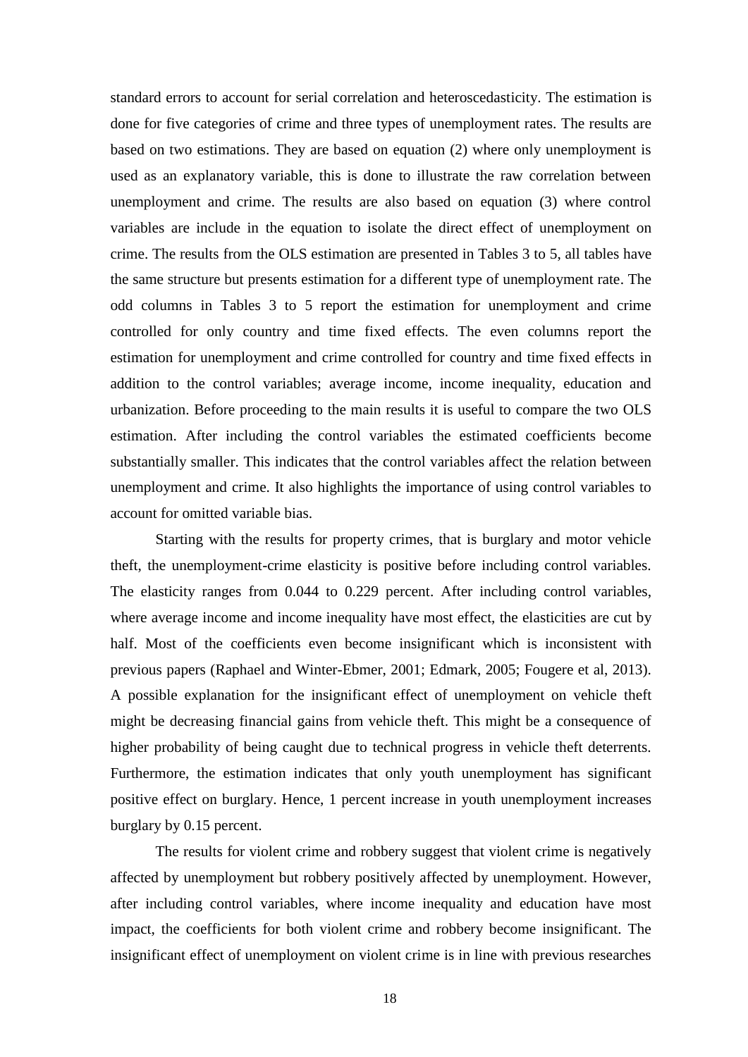standard errors to account for serial correlation and heteroscedasticity. The estimation is done for five categories of crime and three types of unemployment rates. The results are based on two estimations. They are based on equation (2) where only unemployment is used as an explanatory variable, this is done to illustrate the raw correlation between unemployment and crime. The results are also based on equation (3) where control variables are include in the equation to isolate the direct effect of unemployment on crime. The results from the OLS estimation are presented in Tables 3 to 5, all tables have the same structure but presents estimation for a different type of unemployment rate. The odd columns in Tables 3 to 5 report the estimation for unemployment and crime controlled for only country and time fixed effects. The even columns report the estimation for unemployment and crime controlled for country and time fixed effects in addition to the control variables; average income, income inequality, education and urbanization. Before proceeding to the main results it is useful to compare the two OLS estimation. After including the control variables the estimated coefficients become substantially smaller. This indicates that the control variables affect the relation between unemployment and crime. It also highlights the importance of using control variables to account for omitted variable bias.

Starting with the results for property crimes, that is burglary and motor vehicle theft, the unemployment-crime elasticity is positive before including control variables. The elasticity ranges from 0.044 to 0.229 percent. After including control variables, where average income and income inequality have most effect, the elasticities are cut by half. Most of the coefficients even become insignificant which is inconsistent with previous papers (Raphael and Winter-Ebmer, 2001; Edmark, 2005; Fougere et al, 2013). A possible explanation for the insignificant effect of unemployment on vehicle theft might be decreasing financial gains from vehicle theft. This might be a consequence of higher probability of being caught due to technical progress in vehicle theft deterrents. Furthermore, the estimation indicates that only youth unemployment has significant positive effect on burglary. Hence, 1 percent increase in youth unemployment increases burglary by 0.15 percent.

The results for violent crime and robbery suggest that violent crime is negatively affected by unemployment but robbery positively affected by unemployment. However, after including control variables, where income inequality and education have most impact, the coefficients for both violent crime and robbery become insignificant. The insignificant effect of unemployment on violent crime is in line with previous researches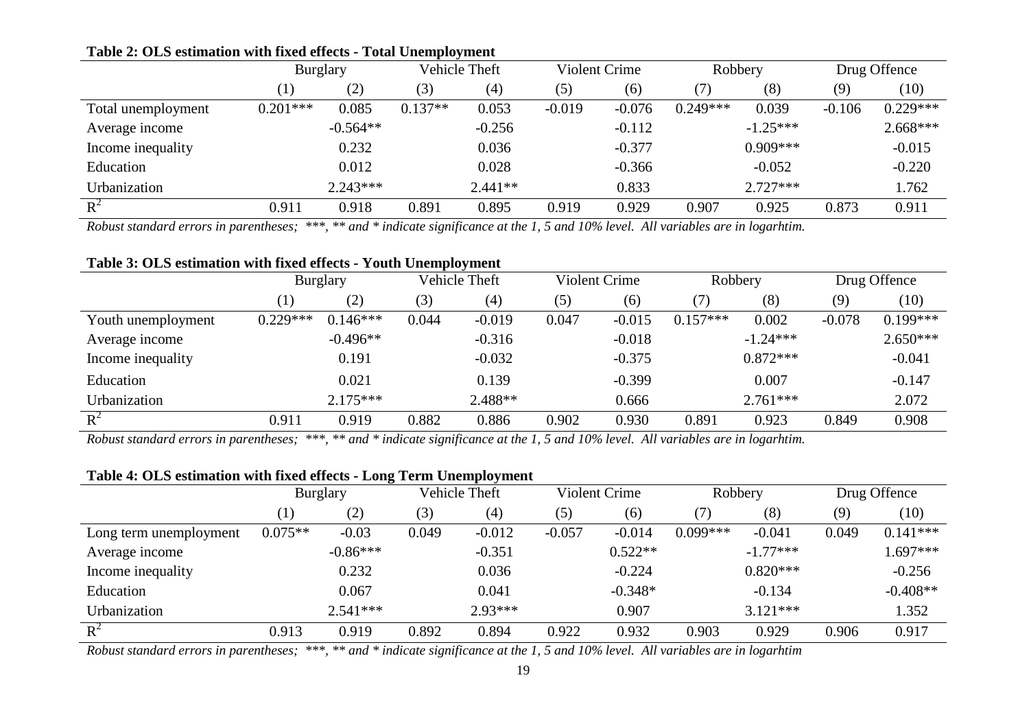**Table 2: OLS estimation with fixed effects - Total Unemployment**

| | Burglary | | Vehicle Theft | | Violent Crime | | Robbery | | Drug Offence | |
|---|---|---|---|---|---|---|---|---|---|---|
| | (1) | (2) | (3) | (4) | (5) | (6) | (7) | (8) | (9) | (10) |
| Total unemployment | 0.201*** | 0.085 | 0.137** | 0.053 | -0.019 | -0.076 | 0.249*** | 0.039 | -0.106 | 0.229*** |
| Average income | | -0.564** | | -0.256 | | -0.112 | | -1.25*** | | 2.668*** |
| Income inequality | | 0.232 | | 0.036 | | -0.377 | | 0.909*** | | -0.015 |
| Education | | 0.012 | | 0.028 | | -0.366 | | -0.052 | | -0.220 |
| Urbanization | | 2.243*** | | 2.441** | | 0.833 | | 2.727*** | | 1.762 |
| $R^2$ | 0.911 | 0.918 | 0.891 | 0.895 | 0.919 | 0.929 | 0.907 | 0.925 | 0.873 | 0.911 |

*Robust standard errors in parentheses; ***, ** and * indicate significance at the 1, 5 and 10% level. All variables are in logarhtim.*

**Table 3: OLS estimation with fixed effects - Youth Unemployment**

| | Burglary | | Vehicle Theft | | Violent Crime | | Robbery | | Drug Offence | |
|---|---|---|---|---|---|---|---|---|---|---|
| | (1) | (2) | (3) | (4) | (5) | (6) | (7) | (8) | (9) | (10) |
| Youth unemployment | 0.229*** | 0.146*** | 0.044 | -0.019 | 0.047 | -0.015 | 0.157*** | 0.002 | -0.078 | 0.199*** |
| Average income | | -0.496** | | -0.316 | | -0.018 | | -1.24*** | | 2.650*** |
| Income inequality | | 0.191 | | -0.032 | | -0.375 | | 0.872*** | | -0.041 |
| Education | | 0.021 | | 0.139 | | -0.399 | | 0.007 | | -0.147 |
| Urbanization | | 2.175*** | | 2.488** | | 0.666 | | 2.761*** | | 2.072 |
| $R^2$ | 0.911 | 0.919 | 0.882 | 0.886 | 0.902 | 0.930 | 0.891 | 0.923 | 0.849 | 0.908 |

*Robust standard errors in parentheses; ***, ** and * indicate significance at the 1, 5 and 10% level. All variables are in logarhtim.*

**Table 4: OLS estimation with fixed effects - Long Term Unemployment**

| | Burglary | | Vehicle Theft | | Violent Crime | | Robbery | | Drug Offence | |
|---|---|---|---|---|---|---|---|---|---|---|
| | (1) | (2) | (3) | (4) | (5) | (6) | (7) | (8) | (9) | (10) |
| Long term unemployment | 0.075** | -0.03 | 0.049 | -0.012 | -0.057 | -0.014 | 0.099*** | -0.041 | 0.049 | 0.141*** |
| Average income | | -0.86*** | | -0.351 | | 0.522** | | -1.77*** | | 1.697*** |
| Income inequality | | 0.232 | | 0.036 | | -0.224 | | 0.820*** | | -0.256 |
| Education | | 0.067 | | 0.041 | | -0.348* | | -0.134 | | -0.408** |
| Urbanization | | 2.541*** | | 2.93*** | | 0.907 | | 3.121*** | | 1.352 |
| $R^2$ | 0.913 | 0.919 | 0.892 | 0.894 | 0.922 | 0.932 | 0.903 | 0.929 | 0.906 | 0.917 |

*Robust standard errors in parentheses; ***, ** and * indicate significance at the 1, 5 and 10% level. All variables are in logarhtim*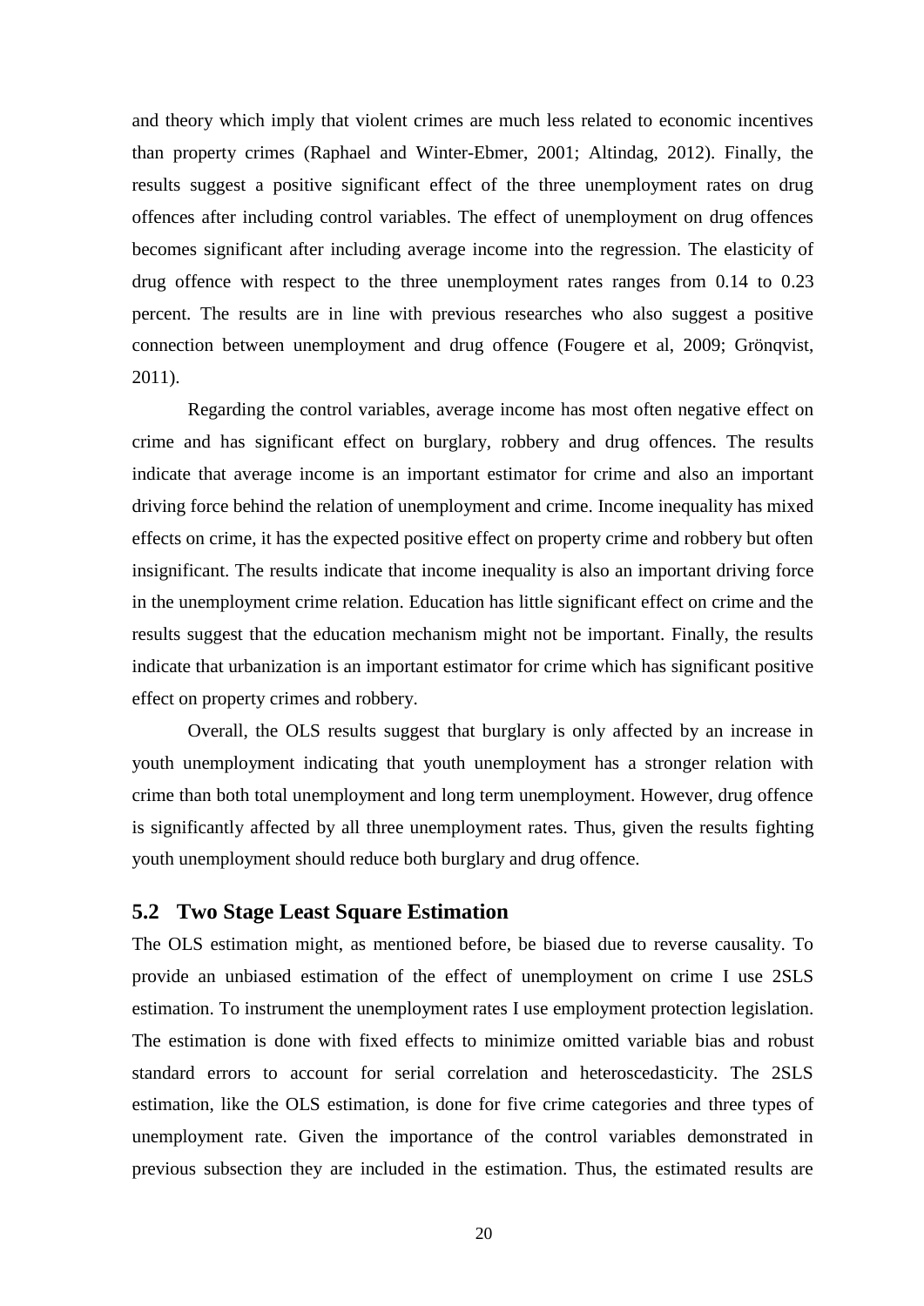and theory which imply that violent crimes are much less related to economic incentives than property crimes (Raphael and Winter-Ebmer, 2001; Altindag, 2012). Finally, the results suggest a positive significant effect of the three unemployment rates on drug offences after including control variables. The effect of unemployment on drug offences becomes significant after including average income into the regression. The elasticity of drug offence with respect to the three unemployment rates ranges from 0.14 to 0.23 percent. The results are in line with previous researches who also suggest a positive connection between unemployment and drug offence (Fougere et al, 2009; Grönqvist, 2011).

Regarding the control variables, average income has most often negative effect on crime and has significant effect on burglary, robbery and drug offences. The results indicate that average income is an important estimator for crime and also an important driving force behind the relation of unemployment and crime. Income inequality has mixed effects on crime, it has the expected positive effect on property crime and robbery but often insignificant. The results indicate that income inequality is also an important driving force in the unemployment crime relation. Education has little significant effect on crime and the results suggest that the education mechanism might not be important. Finally, the results indicate that urbanization is an important estimator for crime which has significant positive effect on property crimes and robbery.

Overall, the OLS results suggest that burglary is only affected by an increase in youth unemployment indicating that youth unemployment has a stronger relation with crime than both total unemployment and long term unemployment. However, drug offence is significantly affected by all three unemployment rates. Thus, given the results fighting youth unemployment should reduce both burglary and drug offence.

## 5.2 Two Stage Least Square Estimation

The OLS estimation might, as mentioned before, be biased due to reverse causality. To provide an unbiased estimation of the effect of unemployment on crime I use 2SLS estimation. To instrument the unemployment rates I use employment protection legislation. The estimation is done with fixed effects to minimize omitted variable bias and robust standard errors to account for serial correlation and heteroscedasticity. The 2SLS estimation, like the OLS estimation, is done for five crime categories and three types of unemployment rate. Given the importance of the control variables demonstrated in previous subsection they are included in the estimation. Thus, the estimated results are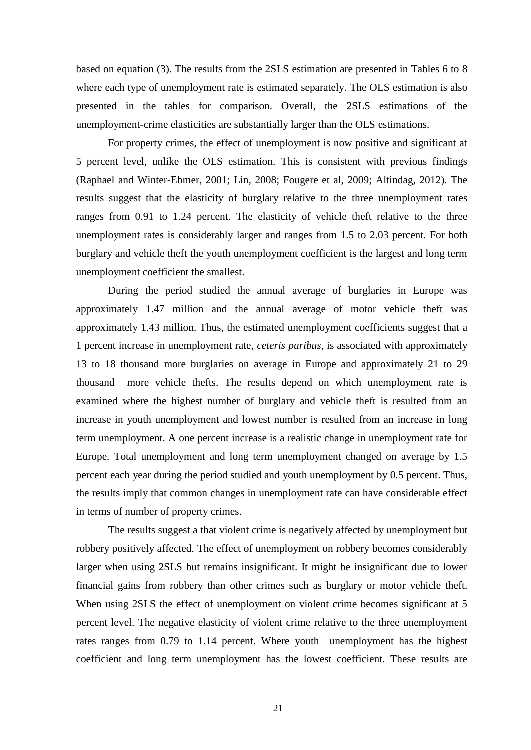based on equation (3). The results from the 2SLS estimation are presented in Tables 6 to 8 where each type of unemployment rate is estimated separately. The OLS estimation is also presented in the tables for comparison. Overall, the 2SLS estimations of the unemployment-crime elasticities are substantially larger than the OLS estimations.

For property crimes, the effect of unemployment is now positive and significant at 5 percent level, unlike the OLS estimation. This is consistent with previous findings (Raphael and Winter-Ebmer, 2001; Lin, 2008; Fougere et al, 2009; Altindag, 2012). The results suggest that the elasticity of burglary relative to the three unemployment rates ranges from 0.91 to 1.24 percent. The elasticity of vehicle theft relative to the three unemployment rates is considerably larger and ranges from 1.5 to 2.03 percent. For both burglary and vehicle theft the youth unemployment coefficient is the largest and long term unemployment coefficient the smallest.

During the period studied the annual average of burglaries in Europe was approximately 1.47 million and the annual average of motor vehicle theft was approximately 1.43 million. Thus, the estimated unemployment coefficients suggest that a 1 percent increase in unemployment rate, *ceteris paribus*, is associated with approximately 13 to 18 thousand more burglaries on average in Europe and approximately 21 to 29 thousand more vehicle thefts. The results depend on which unemployment rate is examined where the highest number of burglary and vehicle theft is resulted from an increase in youth unemployment and lowest number is resulted from an increase in long term unemployment. A one percent increase is a realistic change in unemployment rate for Europe. Total unemployment and long term unemployment changed on average by 1.5 percent each year during the period studied and youth unemployment by 0.5 percent. Thus, the results imply that common changes in unemployment rate can have considerable effect in terms of number of property crimes.

The results suggest a that violent crime is negatively affected by unemployment but robbery positively affected. The effect of unemployment on robbery becomes considerably larger when using 2SLS but remains insignificant. It might be insignificant due to lower financial gains from robbery than other crimes such as burglary or motor vehicle theft. When using 2SLS the effect of unemployment on violent crime becomes significant at 5 percent level. The negative elasticity of violent crime relative to the three unemployment rates ranges from 0.79 to 1.14 percent. Where youth unemployment has the highest coefficient and long term unemployment has the lowest coefficient. These results are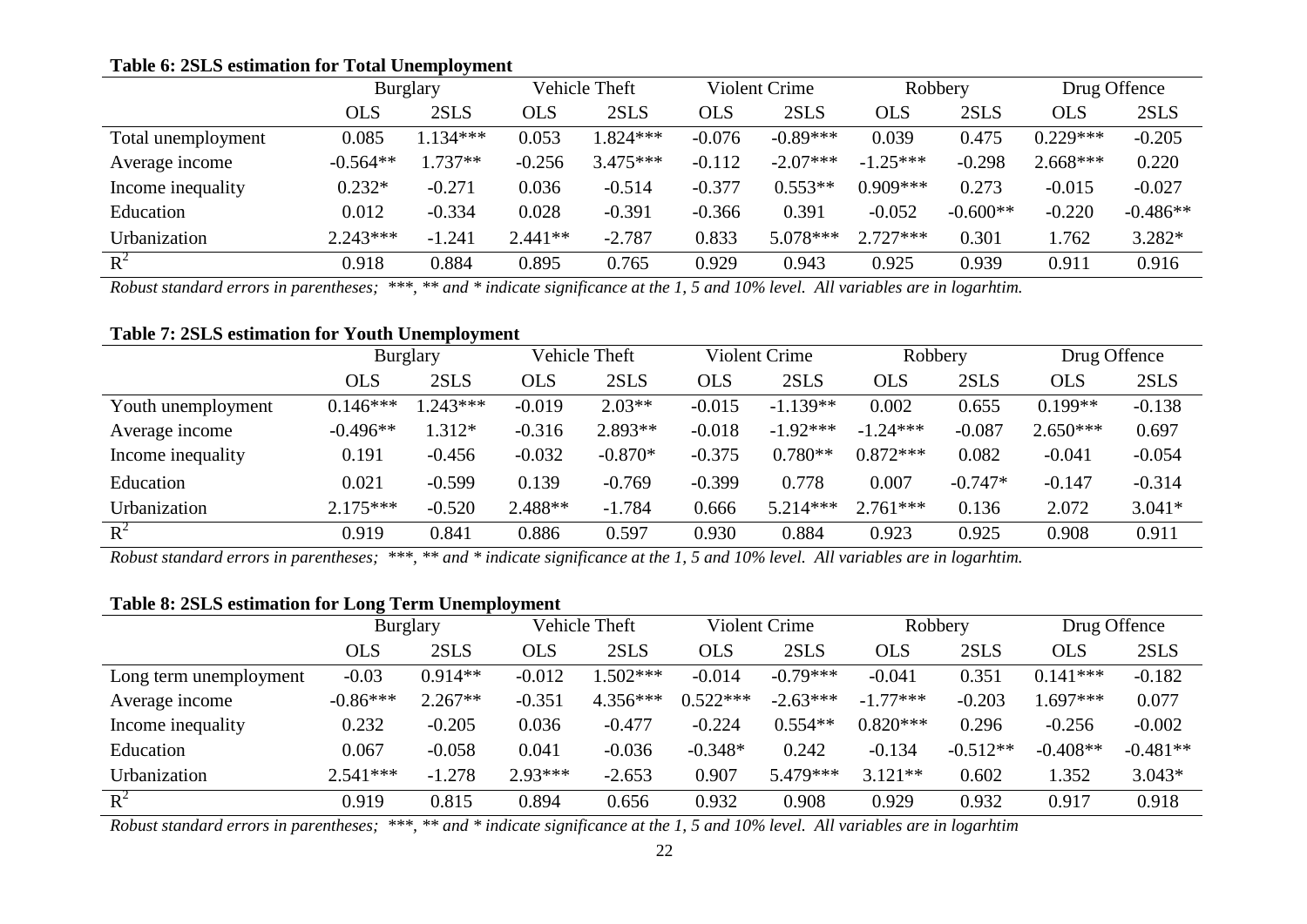**Table 6: 2SLS estimation for Total Unemployment**

| | Burglary | | Vehicle Theft | | Violent Crime | | Robbery | | Drug Offence | |
|---|---|---|---|---|---|---|---|---|---|---|
| | OLS | 2SLS | OLS | 2SLS | OLS | 2SLS | OLS | 2SLS | OLS | 2SLS |
| Total unemployment | 0.085 | 1.134*** | 0.053 | 1.824*** | -0.076 | -0.89*** | 0.039 | 0.475 | 0.229*** | -0.205 |
| Average income | -0.564** | 1.737** | -0.256 | 3.475*** | -0.112 | -2.07*** | -1.25*** | -0.298 | 2.668*** | 0.220 |
| Income inequality | 0.232* | -0.271 | 0.036 | -0.514 | -0.377 | 0.553** | 0.909*** | 0.273 | -0.015 | -0.027 |
| Education | 0.012 | -0.334 | 0.028 | -0.391 | -0.366 | 0.391 | -0.052 | -0.600** | -0.220 | -0.486** |
| Urbanization | 2.243*** | -1.241 | 2.441** | -2.787 | 0.833 | 5.078*** | 2.727*** | 0.301 | 1.762 | 3.282* |
| $R^2$ | 0.918 | 0.884 | 0.895 | 0.765 | 0.929 | 0.943 | 0.925 | 0.939 | 0.911 | 0.916 |

*Robust standard errors in parentheses; \*\*\*, \*\* and \* indicate significance at the 1, 5 and 10% level. All variables are in logarhtim.*

**Table 7: 2SLS estimation for Youth Unemployment**

| | Burglary | | Vehicle Theft | | Violent Crime | | Robbery | | Drug Offence | |
|---|---|---|---|---|---|---|---|---|---|---|
| | OLS | 2SLS | OLS | 2SLS | OLS | 2SLS | OLS | 2SLS | OLS | 2SLS |
| Youth unemployment | 0.146*** | 1.243*** | -0.019 | 2.03** | -0.015 | -1.139** | 0.002 | 0.655 | 0.199** | -0.138 |
| Average income | -0.496** | 1.312* | -0.316 | 2.893** | -0.018 | -1.92*** | -1.24*** | -0.087 | 2.650*** | 0.697 |
| Income inequality | 0.191 | -0.456 | -0.032 | -0.870* | -0.375 | 0.780** | 0.872*** | 0.082 | -0.041 | -0.054 |
| Education | 0.021 | -0.599 | 0.139 | -0.769 | -0.399 | 0.778 | 0.007 | -0.747* | -0.147 | -0.314 |
| Urbanization | 2.175*** | -0.520 | 2.488** | -1.784 | 0.666 | 5.214*** | 2.761*** | 0.136 | 2.072 | 3.041* |
| $R^2$ | 0.919 | 0.841 | 0.886 | 0.597 | 0.930 | 0.884 | 0.923 | 0.925 | 0.908 | 0.911 |

*Robust standard errors in parentheses; \*\*\*, \*\* and \* indicate significance at the 1, 5 and 10% level. All variables are in logarhtim.*

**Table 8: 2SLS estimation for Long Term Unemployment**

| | Burglary | | Vehicle Theft | | Violent Crime | | Robbery | | Drug Offence | |
|---|---|---|---|---|---|---|---|---|---|---|
| | OLS | 2SLS | OLS | 2SLS | OLS | 2SLS | OLS | 2SLS | OLS | 2SLS |
| Long term unemployment | -0.03 | 0.914** | -0.012 | 1.502*** | -0.014 | -0.79*** | -0.041 | 0.351 | 0.141*** | -0.182 |
| Average income | -0.86*** | 2.267** | -0.351 | 4.356*** | 0.522*** | -2.63*** | -1.77*** | -0.203 | 1.697*** | 0.077 |
| Income inequality | 0.232 | -0.205 | 0.036 | -0.477 | -0.224 | 0.554** | 0.820*** | 0.296 | -0.256 | -0.002 |
| Education | 0.067 | -0.058 | 0.041 | -0.036 | -0.348* | 0.242 | -0.134 | -0.512** | -0.408** | -0.481** |
| Urbanization | 2.541*** | -1.278 | 2.93*** | -2.653 | 0.907 | 5.479*** | 3.121** | 0.602 | 1.352 | 3.043* |
| $R^2$ | 0.919 | 0.815 | 0.894 | 0.656 | 0.932 | 0.908 | 0.929 | 0.932 | 0.917 | 0.918 |

*Robust standard errors in parentheses; \*\*\*, \*\* and \* indicate significance at the 1, 5 and 10% level. All variables are in logarhtim*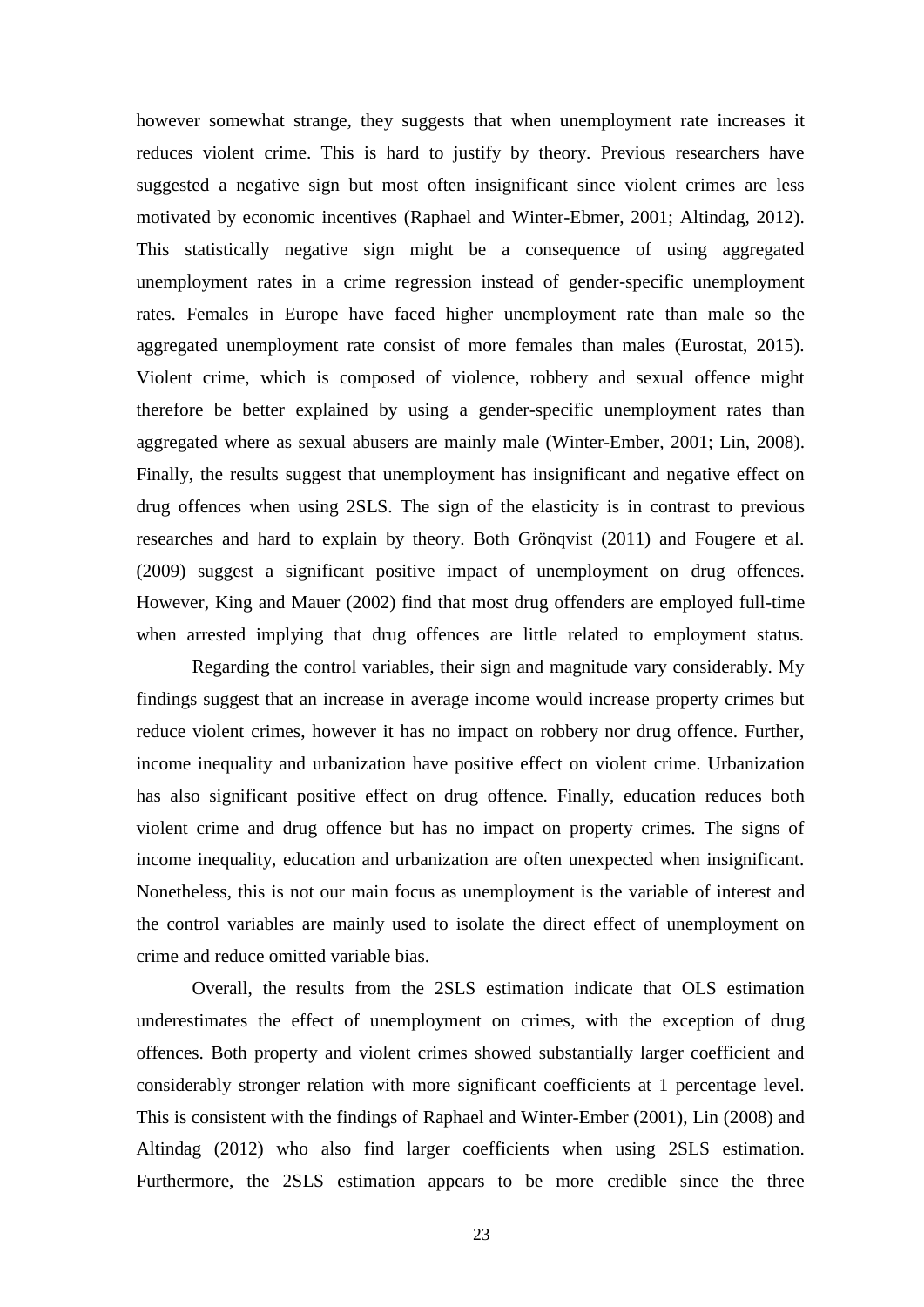however somewhat strange, they suggests that when unemployment rate increases it reduces violent crime. This is hard to justify by theory. Previous researchers have suggested a negative sign but most often insignificant since violent crimes are less motivated by economic incentives (Raphael and Winter-Ebmer, 2001; Altindag, 2012). This statistically negative sign might be a consequence of using aggregated unemployment rates in a crime regression instead of gender-specific unemployment rates. Females in Europe have faced higher unemployment rate than male so the aggregated unemployment rate consist of more females than males (Eurostat, 2015). Violent crime, which is composed of violence, robbery and sexual offence might therefore be better explained by using a gender-specific unemployment rates than aggregated where as sexual abusers are mainly male (Winter-Ember, 2001; Lin, 2008). Finally, the results suggest that unemployment has insignificant and negative effect on drug offences when using 2SLS. The sign of the elasticity is in contrast to previous researches and hard to explain by theory. Both Grönqvist (2011) and Fougere et al. (2009) suggest a significant positive impact of unemployment on drug offences. However, King and Mauer (2002) find that most drug offenders are employed full-time when arrested implying that drug offences are little related to employment status.

Regarding the control variables, their sign and magnitude vary considerably. My findings suggest that an increase in average income would increase property crimes but reduce violent crimes, however it has no impact on robbery nor drug offence. Further, income inequality and urbanization have positive effect on violent crime. Urbanization has also significant positive effect on drug offence. Finally, education reduces both violent crime and drug offence but has no impact on property crimes. The signs of income inequality, education and urbanization are often unexpected when insignificant. Nonetheless, this is not our main focus as unemployment is the variable of interest and the control variables are mainly used to isolate the direct effect of unemployment on crime and reduce omitted variable bias.

Overall, the results from the 2SLS estimation indicate that OLS estimation underestimates the effect of unemployment on crimes, with the exception of drug offences. Both property and violent crimes showed substantially larger coefficient and considerably stronger relation with more significant coefficients at 1 percentage level. This is consistent with the findings of Raphael and Winter-Ember (2001), Lin (2008) and Altindag (2012) who also find larger coefficients when using 2SLS estimation. Furthermore, the 2SLS estimation appears to be more credible since the three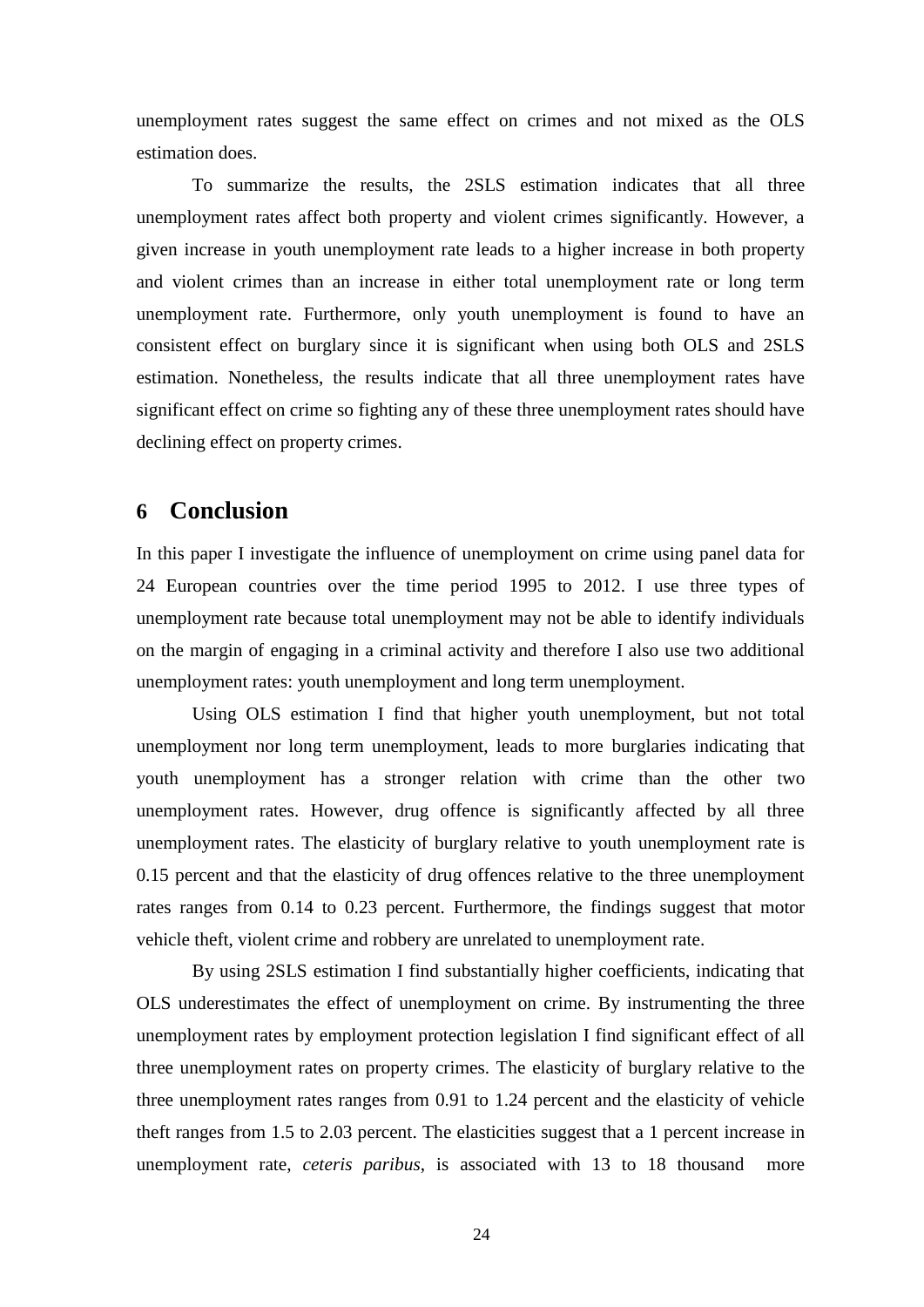unemployment rates suggest the same effect on crimes and not mixed as the OLS estimation does.

To summarize the results, the 2SLS estimation indicates that all three unemployment rates affect both property and violent crimes significantly. However, a given increase in youth unemployment rate leads to a higher increase in both property and violent crimes than an increase in either total unemployment rate or long term unemployment rate. Furthermore, only youth unemployment is found to have an consistent effect on burglary since it is significant when using both OLS and 2SLS estimation. Nonetheless, the results indicate that all three unemployment rates have significant effect on crime so fighting any of these three unemployment rates should have declining effect on property crimes.

# 6 Conclusion

In this paper I investigate the influence of unemployment on crime using panel data for 24 European countries over the time period 1995 to 2012. I use three types of unemployment rate because total unemployment may not be able to identify individuals on the margin of engaging in a criminal activity and therefore I also use two additional unemployment rates: youth unemployment and long term unemployment.

Using OLS estimation I find that higher youth unemployment, but not total unemployment nor long term unemployment, leads to more burglaries indicating that youth unemployment has a stronger relation with crime than the other two unemployment rates. However, drug offence is significantly affected by all three unemployment rates. The elasticity of burglary relative to youth unemployment rate is 0.15 percent and that the elasticity of drug offences relative to the three unemployment rates ranges from 0.14 to 0.23 percent. Furthermore, the findings suggest that motor vehicle theft, violent crime and robbery are unrelated to unemployment rate.

By using 2SLS estimation I find substantially higher coefficients, indicating that OLS underestimates the effect of unemployment on crime. By instrumenting the three unemployment rates by employment protection legislation I find significant effect of all three unemployment rates on property crimes. The elasticity of burglary relative to the three unemployment rates ranges from 0.91 to 1.24 percent and the elasticity of vehicle theft ranges from 1.5 to 2.03 percent. The elasticities suggest that a 1 percent increase in unemployment rate, *ceteris paribus*, is associated with 13 to 18 thousand more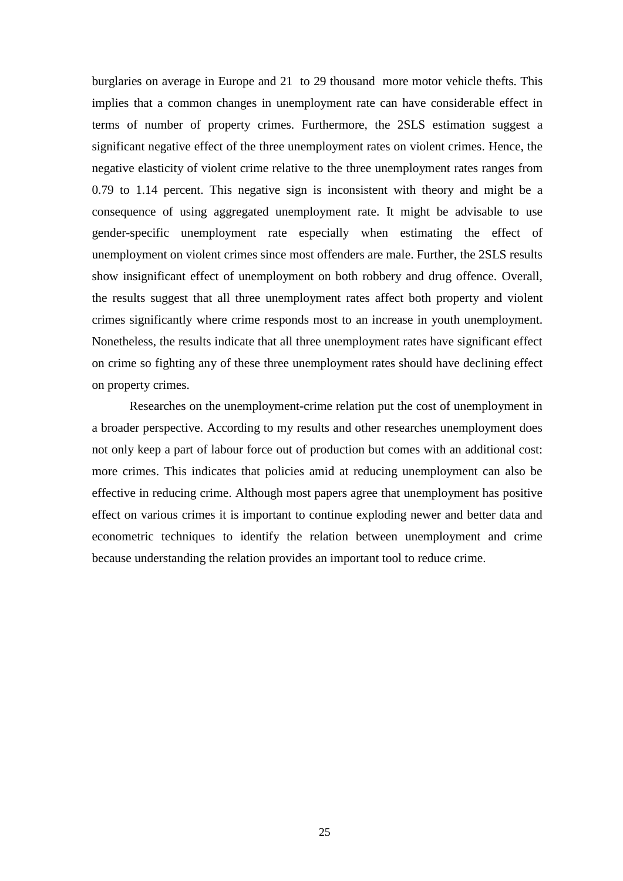burglaries on average in Europe and 21 to 29 thousand more motor vehicle thefts. This implies that a common changes in unemployment rate can have considerable effect in terms of number of property crimes. Furthermore, the 2SLS estimation suggest a significant negative effect of the three unemployment rates on violent crimes. Hence, the negative elasticity of violent crime relative to the three unemployment rates ranges from 0.79 to 1.14 percent. This negative sign is inconsistent with theory and might be a consequence of using aggregated unemployment rate. It might be advisable to use gender-specific unemployment rate especially when estimating the effect of unemployment on violent crimes since most offenders are male. Further, the 2SLS results show insignificant effect of unemployment on both robbery and drug offence. Overall, the results suggest that all three unemployment rates affect both property and violent crimes significantly where crime responds most to an increase in youth unemployment. Nonetheless, the results indicate that all three unemployment rates have significant effect on crime so fighting any of these three unemployment rates should have declining effect on property crimes.

Researches on the unemployment-crime relation put the cost of unemployment in a broader perspective. According to my results and other researches unemployment does not only keep a part of labour force out of production but comes with an additional cost: more crimes. This indicates that policies amid at reducing unemployment can also be effective in reducing crime. Although most papers agree that unemployment has positive effect on various crimes it is important to continue exploding newer and better data and econometric techniques to identify the relation between unemployment and crime because understanding the relation provides an important tool to reduce crime.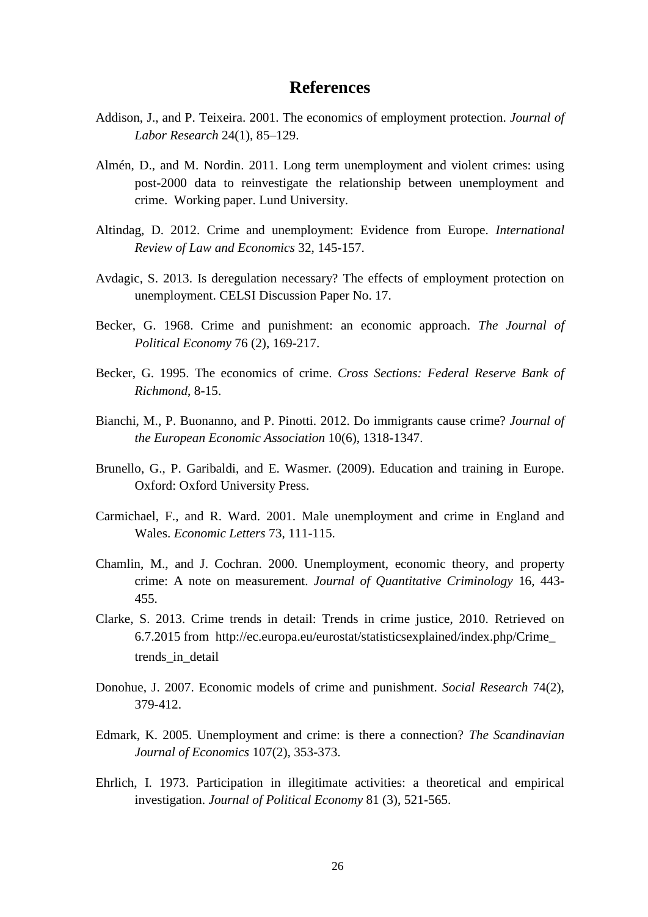# References

Addison, J., and P. Teixeira. 2001. The economics of employment protection. *Journal of Labor Research* 24(1), 85–129.

Almén, D., and M. Nordin. 2011. Long term unemployment and violent crimes: using post-2000 data to reinvestigate the relationship between unemployment and crime. Working paper. Lund University.

Altindag, D. 2012. Crime and unemployment: Evidence from Europe. *International Review of Law and Economics* 32, 145-157.

Avdagic, S. 2013. Is deregulation necessary? The effects of employment protection on unemployment. CELSI Discussion Paper No. 17.

Becker, G. 1968. Crime and punishment: an economic approach. *The Journal of Political Economy* 76 (2), 169-217.

Becker, G. 1995. The economics of crime. *Cross Sections: Federal Reserve Bank of Richmond*, 8-15.

Bianchi, M., P. Buonanno, and P. Pinotti. 2012. Do immigrants cause crime? *Journal of the European Economic Association* 10(6), 1318-1347.

Brunello, G., P. Garibaldi, and E. Wasmer. (2009). Education and training in Europe. Oxford: Oxford University Press.

Carmichael, F., and R. Ward. 2001. Male unemployment and crime in England and Wales. *Economic Letters* 73, 111-115.

Chamlin, M., and J. Cochran. 2000. Unemployment, economic theory, and property crime: A note on measurement. *Journal of Quantitative Criminology* 16, 443-455.

Clarke, S. 2013. Crime trends in detail: Trends in crime justice, 2010. Retrieved on 6.7.2015 from http://ec.europa.eu/eurostat/statisticsexplained/index.php/Crime_trends_in_detail

Donohue, J. 2007. Economic models of crime and punishment. *Social Research* 74(2), 379-412.

Edmark, K. 2005. Unemployment and crime: is there a connection? *The Scandinavian Journal of Economics* 107(2), 353-373.

Ehrlich, I. 1973. Participation in illegitimate activities: a theoretical and empirical investigation. *Journal of Political Economy* 81 (3), 521-565.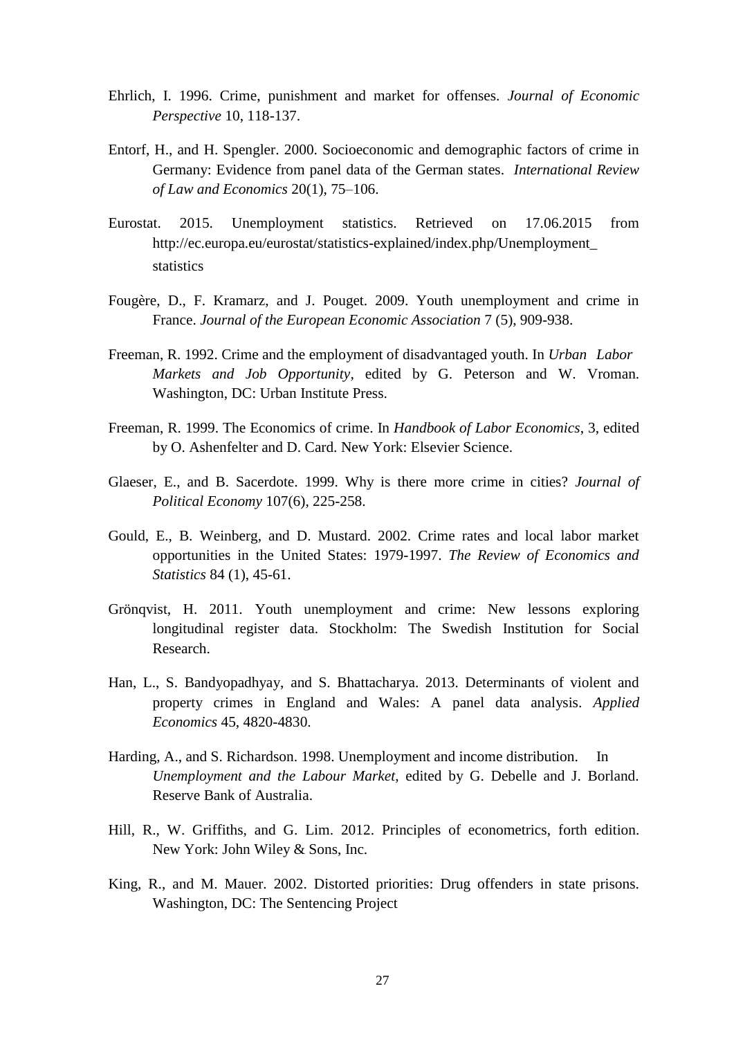Ehrlich, I. 1996. Crime, punishment and market for offenses. *Journal of Economic Perspective* 10, 118-137.

Entorf, H., and H. Spengler. 2000. Socioeconomic and demographic factors of crime in Germany: Evidence from panel data of the German states. *International Review of Law and Economics* 20(1), 75–106.

Eurostat. 2015. Unemployment statistics. Retrieved on 17.06.2015 from http://ec.europa.eu/eurostat/statistics-explained/index.php/Unemployment_statistics

Fougère, D., F. Kramarz, and J. Pouget. 2009. Youth unemployment and crime in France. *Journal of the European Economic Association* 7 (5), 909-938.

Freeman, R. 1992. Crime and the employment of disadvantaged youth. In *Urban Labor Markets and Job Opportunity*, edited by G. Peterson and W. Vroman. Washington, DC: Urban Institute Press.

Freeman, R. 1999. The Economics of crime. In *Handbook of Labor Economics*, 3, edited by O. Ashenfelter and D. Card. New York: Elsevier Science.

Glaeser, E., and B. Sacerdote. 1999. Why is there more crime in cities? *Journal of Political Economy* 107(6), 225-258.

Gould, E., B. Weinberg, and D. Mustard. 2002. Crime rates and local labor market opportunities in the United States: 1979-1997. *The Review of Economics and Statistics* 84 (1), 45-61.

Grönqvist, H. 2011. Youth unemployment and crime: New lessons exploring longitudinal register data. Stockholm: The Swedish Institution for Social Research.

Han, L., S. Bandyopadhyay, and S. Bhattacharya. 2013. Determinants of violent and property crimes in England and Wales: A panel data analysis. *Applied Economics* 45, 4820-4830.

Harding, A., and S. Richardson. 1998. Unemployment and income distribution. In *Unemployment and the Labour Market*, edited by G. Debelle and J. Borland. Reserve Bank of Australia.

Hill, R., W. Griffiths, and G. Lim. 2012. Principles of econometrics, forth edition. New York: John Wiley & Sons, Inc.

King, R., and M. Mauer. 2002. Distorted priorities: Drug offenders in state prisons. Washington, DC: The Sentencing Project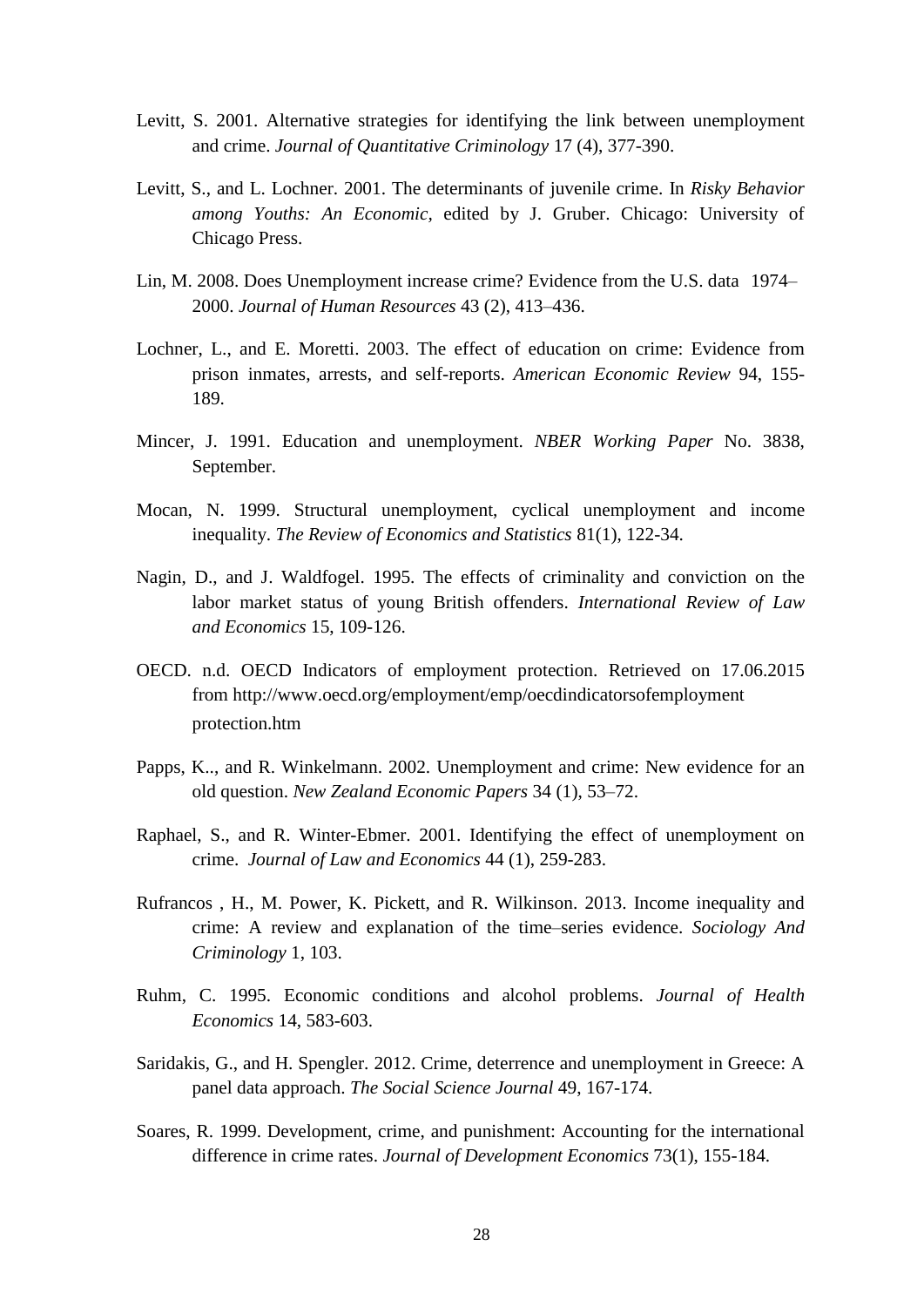Levitt, S. 2001. Alternative strategies for identifying the link between unemployment and crime. *Journal of Quantitative Criminology* 17 (4), 377-390.

Levitt, S., and L. Lochner. 2001. The determinants of juvenile crime. In *Risky Behavior among Youths: An Economic*, edited by J. Gruber. Chicago: University of Chicago Press.

Lin, M. 2008. Does Unemployment increase crime? Evidence from the U.S. data 1974–2000. *Journal of Human Resources* 43 (2), 413–436.

Lochner, L., and E. Moretti. 2003. The effect of education on crime: Evidence from prison inmates, arrests, and self-reports. *American Economic Review* 94, 155-189.

Mincer, J. 1991. Education and unemployment. *NBER Working Paper* No. 3838, September.

Mocan, N. 1999. Structural unemployment, cyclical unemployment and income inequality. *The Review of Economics and Statistics* 81(1), 122-34.

Nagin, D., and J. Waldfogel. 1995. The effects of criminality and conviction on the labor market status of young British offenders. *International Review of Law and Economics* 15, 109-126.

OECD. n.d. OECD Indicators of employment protection. Retrieved on 17.06.2015 from http://www.oecd.org/employment/emp/oecdindicatorsofemployment protection.htm

Papps, K.., and R. Winkelmann. 2002. Unemployment and crime: New evidence for an old question. *New Zealand Economic Papers* 34 (1), 53–72.

Raphael, S., and R. Winter-Ebmer. 2001. Identifying the effect of unemployment on crime. *Journal of Law and Economics* 44 (1), 259-283.

Rufrancos , H., M. Power, K. Pickett, and R. Wilkinson. 2013. Income inequality and crime: A review and explanation of the time–series evidence. *Sociology And Criminology* 1, 103.

Ruhm, C. 1995. Economic conditions and alcohol problems. *Journal of Health Economics* 14, 583-603.

Saridakis, G., and H. Spengler. 2012. Crime, deterrence and unemployment in Greece: A panel data approach. *The Social Science Journal* 49, 167-174.

Soares, R. 1999. Development, crime, and punishment: Accounting for the international difference in crime rates. *Journal of Development Economics* 73(1), 155-184.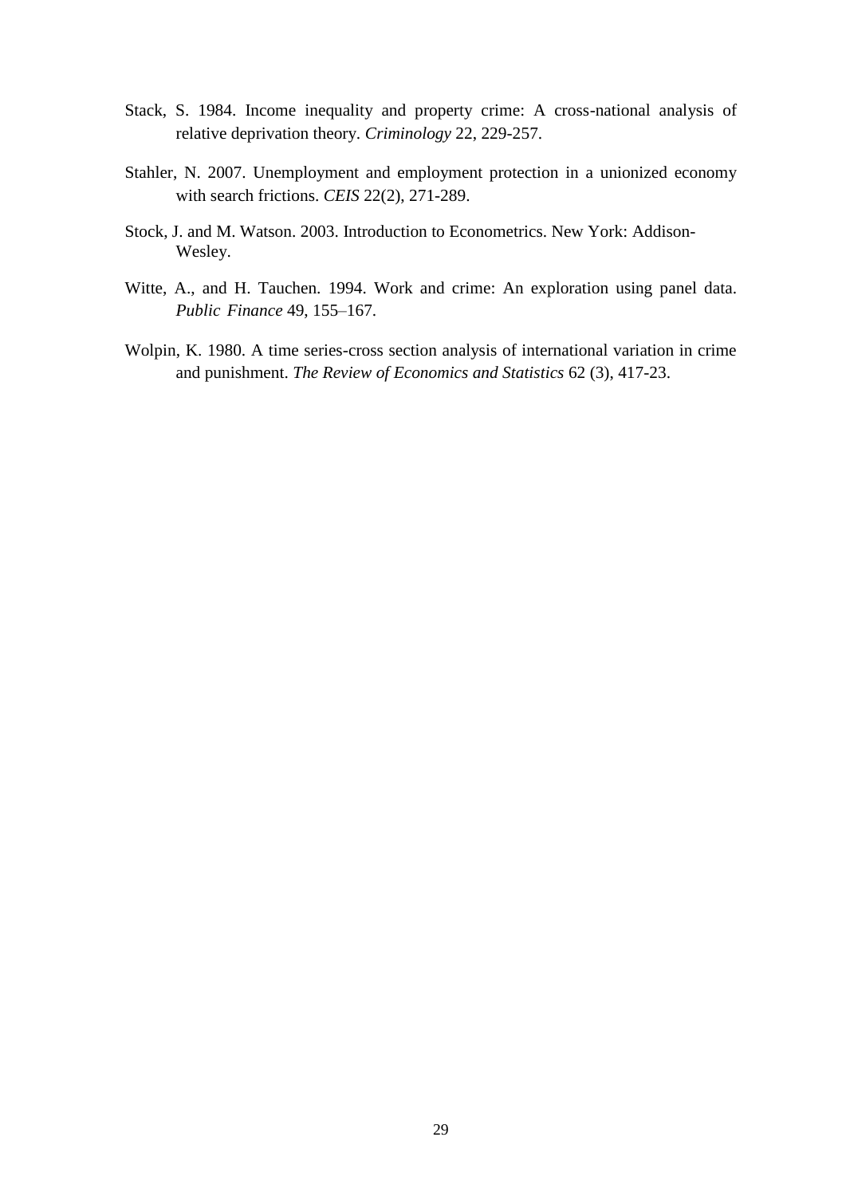Stack, S. 1984. Income inequality and property crime: A cross-national analysis of relative deprivation theory. *Criminology* 22, 229-257.

Stahler, N. 2007. Unemployment and employment protection in a unionized economy with search frictions. *CEIS* 22(2), 271-289.

Stock, J. and M. Watson. 2003. Introduction to Econometrics. New York: Addison-Wesley.

Witte, A., and H. Tauchen. 1994. Work and crime: An exploration using panel data. *Public Finance* 49, 155–167.

Wolpin, K. 1980. A time series-cross section analysis of international variation in crime and punishment. *The Review of Economics and Statistics* 62 (3), 417-23.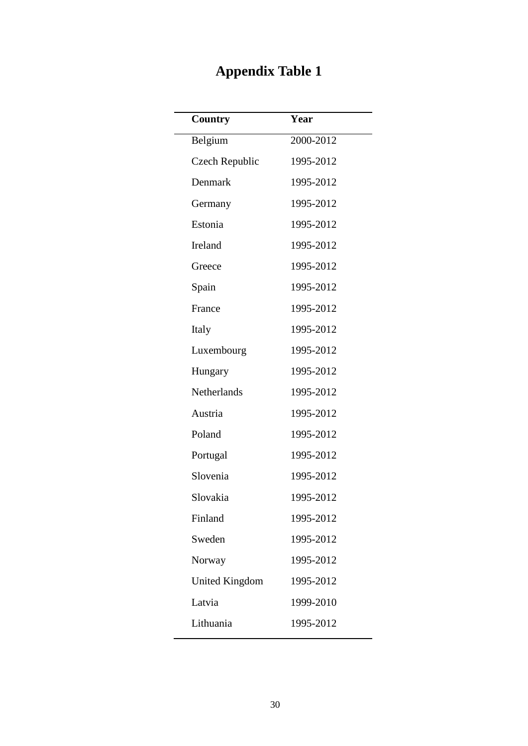# Appendix Table 1

| Country | Year |
| --- | --- |
| Belgium | 2000-2012 |
| Czech Republic | 1995-2012 |
| Denmark | 1995-2012 |
| Germany | 1995-2012 |
| Estonia | 1995-2012 |
| Ireland | 1995-2012 |
| Greece | 1995-2012 |
| Spain | 1995-2012 |
| France | 1995-2012 |
| Italy | 1995-2012 |
| Luxembourg | 1995-2012 |
| Hungary | 1995-2012 |
| Netherlands | 1995-2012 |
| Austria | 1995-2012 |
| Poland | 1995-2012 |
| Portugal | 1995-2012 |
| Slovenia | 1995-2012 |
| Slovakia | 1995-2012 |
| Finland | 1995-2012 |
| Sweden | 1995-2012 |
| Norway | 1995-2012 |
| United Kingdom | 1995-2012 |
| Latvia | 1999-2010 |
| Lithuania | 1995-2012 |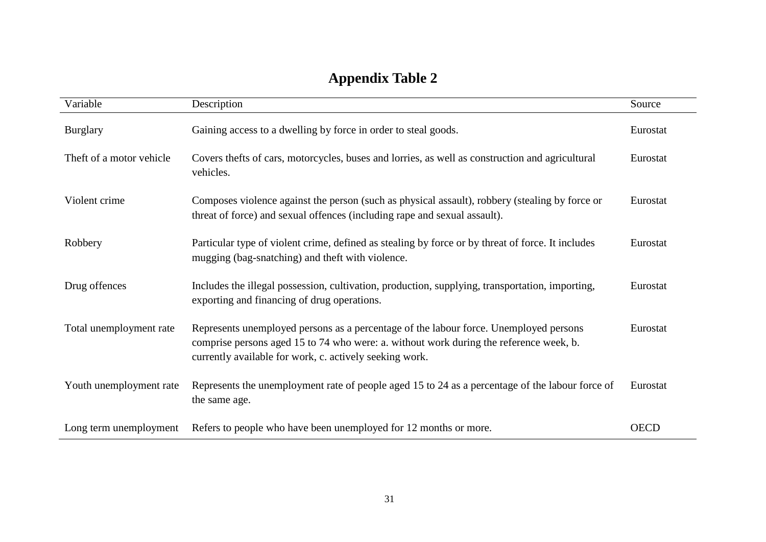# Appendix Table 2

| Variable | Description | Source |
| --- | --- | --- |
| Burglary | Gaining access to a dwelling by force in order to steal goods. | Eurostat |
| Theft of a motor vehicle | Covers thefts of cars, motorcycles, buses and lorries, as well as construction and agricultural vehicles. | Eurostat |
| Violent crime | Composes violence against the person (such as physical assault), robbery (stealing by force or threat of force) and sexual offences (including rape and sexual assault). | Eurostat |
| Robbery | Particular type of violent crime, defined as stealing by force or by threat of force. It includes mugging (bag-snatching) and theft with violence. | Eurostat |
| Drug offences | Includes the illegal possession, cultivation, production, supplying, transportation, importing, exporting and financing of drug operations. | Eurostat |
| Total unemployment rate | Represents unemployed persons as a percentage of the labour force. Unemployed persons comprise persons aged 15 to 74 who were: a. without work during the reference week, b. currently available for work, c. actively seeking work. | Eurostat |
| Youth unemployment rate | Represents the unemployment rate of people aged 15 to 24 as a percentage of the labour force of the same age. | Eurostat |
| Long term unemployment | Refers to people who have been unemployed for 12 months or more. | OECD |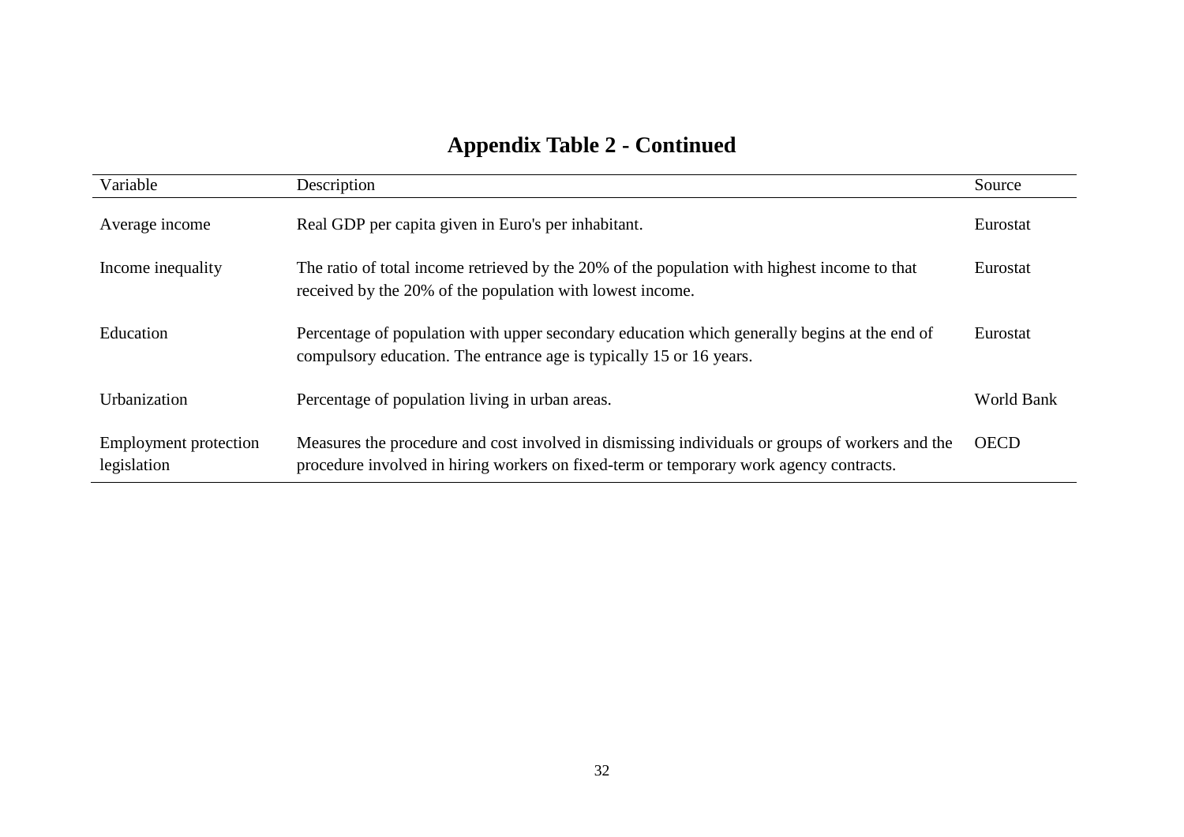# Appendix Table 2 - Continued

| Variable | Description | Source |
|---|---|---|
| Average income | Real GDP per capita given in Euro's per inhabitant. | Eurostat |
| Income inequality | The ratio of total income retrieved by the 20% of the population with highest income to that received by the 20% of the population with lowest income. | Eurostat |
| Education | Percentage of population with upper secondary education which generally begins at the end of compulsory education. The entrance age is typically 15 or 16 years. | Eurostat |
| Urbanization | Percentage of population living in urban areas. | World Bank |
| Employment protection legislation | Measures the procedure and cost involved in dismissing individuals or groups of workers and the procedure involved in hiring workers on fixed-term or temporary work agency contracts. | OECD |